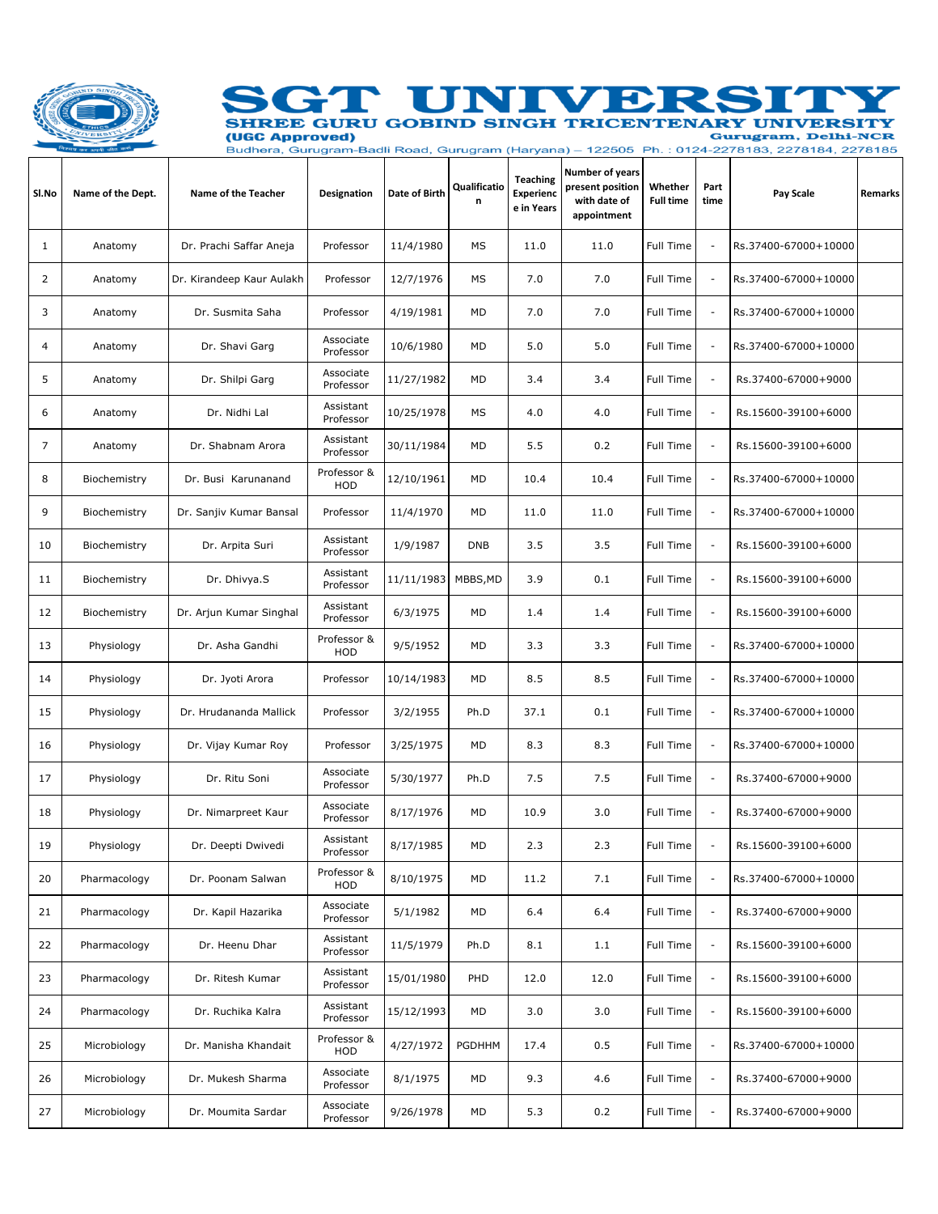# SGT UNIVERSITY

**SHREE GURU GOBIND SINGH TRICENTENARY UNIVERSITY**

**(UGC Approved)**

**Gurugram, Delhi-NCR**

Budhera, Gurugram-Badli Road, Gurugram (Haryana) – 122505 Ph. : 0124-2278183, 2278184, 2278185

| Sl.No | Name of the Dept. | Name of the Teacher | Designation | Date of Birth | Qualification | Teaching Experience in Years | Number of years present position with date of appointment | Whether Full time | Part time | Pay Scale | Remarks |
|---|---|---|---|---|---|---|---|---|---|---|---|
| 1 | Anatomy | Dr. Prachi Saffar Aneja | Professor | 11/4/1980 | MS | 11.0 | 11.0 | Full Time | - | Rs.37400-67000+10000 | |
| 2 | Anatomy | Dr. Kirandeep Kaur Aulakh | Professor | 12/7/1976 | MS | 7.0 | 7.0 | Full Time | - | Rs.37400-67000+10000 | |
| 3 | Anatomy | Dr. Susmita Saha | Professor | 4/19/1981 | MD | 7.0 | 7.0 | Full Time | - | Rs.37400-67000+10000 | |
| 4 | Anatomy | Dr. Shavi Garg | Associate Professor | 10/6/1980 | MD | 5.0 | 5.0 | Full Time | - | Rs.37400-67000+10000 | |
| 5 | Anatomy | Dr. Shilpi Garg | Associate Professor | 11/27/1982 | MD | 3.4 | 3.4 | Full Time | - | Rs.37400-67000+9000 | |
| 6 | Anatomy | Dr. Nidhi Lal | Assistant Professor | 10/25/1978 | MS | 4.0 | 4.0 | Full Time | - | Rs.15600-39100+6000 | |
| 7 | Anatomy | Dr. Shabnam Arora | Assistant Professor | 30/11/1984 | MD | 5.5 | 0.2 | Full Time | - | Rs.15600-39100+6000 | |
| 8 | Biochemistry | Dr. Busi Karunanand | Professor & HOD | 12/10/1961 | MD | 10.4 | 10.4 | Full Time | - | Rs.37400-67000+10000 | |
| 9 | Biochemistry | Dr. Sanjiv Kumar Bansal | Professor | 11/4/1970 | MD | 11.0 | 11.0 | Full Time | - | Rs.37400-67000+10000 | |
| 10 | Biochemistry | Dr. Arpita Suri | Assistant Professor | 1/9/1987 | DNB | 3.5 | 3.5 | Full Time | - | Rs.15600-39100+6000 | |
| 11 | Biochemistry | Dr. Dhivya.S | Assistant Professor | 11/11/1983 | MBBS,MD | 3.9 | 0.1 | Full Time | - | Rs.15600-39100+6000 | |
| 12 | Biochemistry | Dr. Arjun Kumar Singhal | Assistant Professor | 6/3/1975 | MD | 1.4 | 1.4 | Full Time | - | Rs.15600-39100+6000 | |
| 13 | Physiology | Dr. Asha Gandhi | Professor & HOD | 9/5/1952 | MD | 3.3 | 3.3 | Full Time | - | Rs.37400-67000+10000 | |
| 14 | Physiology | Dr. Jyoti Arora | Professor | 10/14/1983 | MD | 8.5 | 8.5 | Full Time | - | Rs.37400-67000+10000 | |
| 15 | Physiology | Dr. Hrudananda Mallick | Professor | 3/2/1955 | Ph.D | 37.1 | 0.1 | Full Time | - | Rs.37400-67000+10000 | |
| 16 | Physiology | Dr. Vijay Kumar Roy | Professor | 3/25/1975 | MD | 8.3 | 8.3 | Full Time | - | Rs.37400-67000+10000 | |
| 17 | Physiology | Dr. Ritu Soni | Associate Professor | 5/30/1977 | Ph.D | 7.5 | 7.5 | Full Time | - | Rs.37400-67000+9000 | |
| 18 | Physiology | Dr. Nimarpreet Kaur | Associate Professor | 8/17/1976 | MD | 10.9 | 3.0 | Full Time | - | Rs.37400-67000+9000 | |
| 19 | Physiology | Dr. Deepti Dwivedi | Assistant Professor | 8/17/1985 | MD | 2.3 | 2.3 | Full Time | - | Rs.15600-39100+6000 | |
| 20 | Pharmacology | Dr. Poonam Salwan | Professor & HOD | 8/10/1975 | MD | 11.2 | 7.1 | Full Time | - | Rs.37400-67000+10000 | |
| 21 | Pharmacology | Dr. Kapil Hazarika | Associate Professor | 5/1/1982 | MD | 6.4 | 6.4 | Full Time | - | Rs.37400-67000+9000 | |
| 22 | Pharmacology | Dr. Heenu Dhar | Assistant Professor | 11/5/1979 | Ph.D | 8.1 | 1.1 | Full Time | - | Rs.15600-39100+6000 | |
| 23 | Pharmacology | Dr. Ritesh Kumar | Assistant Professor | 15/01/1980 | PHD | 12.0 | 12.0 | Full Time | - | Rs.15600-39100+6000 | |
| 24 | Pharmacology | Dr. Ruchika Kalra | Assistant Professor | 15/12/1993 | MD | 3.0 | 3.0 | Full Time | - | Rs.15600-39100+6000 | |
| 25 | Microbiology | Dr. Manisha Khandait | Professor & HOD | 4/27/1972 | PGDHHM | 17.4 | 0.5 | Full Time | - | Rs.37400-67000+10000 | |
| 26 | Microbiology | Dr. Mukesh Sharma | Associate Professor | 8/1/1975 | MD | 9.3 | 4.6 | Full Time | - | Rs.37400-67000+9000 | |
| 27 | Microbiology | Dr. Moumita Sardar | Associate Professor | 9/26/1978 | MD | 5.3 | 0.2 | Full Time | - | Rs.37400-67000+9000 | |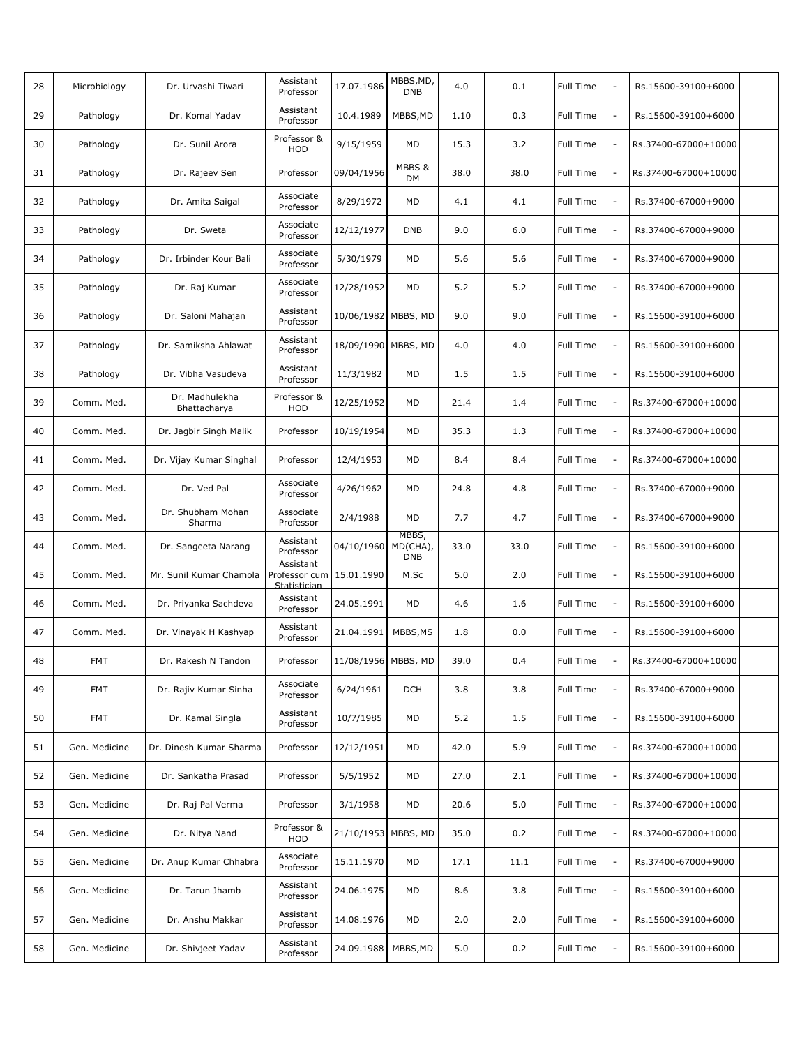| 28 | Microbiology | Dr. Urvashi Tiwari | Assistant Professor | 17.07.1986 | MBBS,MD, DNB | 4.0 | 0.1 | Full Time | - | Rs.15600-39100+6000 | |
|---|---|---|---|---|---|---|---|---|---|---|---|
| 29 | Pathology | Dr. Komal Yadav | Assistant Professor | 10.4.1989 | MBBS,MD | 1.10 | 0.3 | Full Time | - | Rs.15600-39100+6000 | |
| 30 | Pathology | Dr. Sunil Arora | Professor & HOD | 9/15/1959 | MD | 15.3 | 3.2 | Full Time | - | Rs.37400-67000+10000 | |
| 31 | Pathology | Dr. Rajeev Sen | Professor | 09/04/1956 | MBBS & DM | 38.0 | 38.0 | Full Time | - | Rs.37400-67000+10000 | |
| 32 | Pathology | Dr. Amita Saigal | Associate Professor | 8/29/1972 | MD | 4.1 | 4.1 | Full Time | - | Rs.37400-67000+9000 | |
| 33 | Pathology | Dr. Sweta | Associate Professor | 12/12/1977 | DNB | 9.0 | 6.0 | Full Time | - | Rs.37400-67000+9000 | |
| 34 | Pathology | Dr. Irbinder Kour Bali | Associate Professor | 5/30/1979 | MD | 5.6 | 5.6 | Full Time | - | Rs.37400-67000+9000 | |
| 35 | Pathology | Dr. Raj Kumar | Associate Professor | 12/28/1952 | MD | 5.2 | 5.2 | Full Time | - | Rs.37400-67000+9000 | |
| 36 | Pathology | Dr. Saloni Mahajan | Assistant Professor | 10/06/1982 | MBBS, MD | 9.0 | 9.0 | Full Time | - | Rs.15600-39100+6000 | |
| 37 | Pathology | Dr. Samiksha Ahlawat | Assistant Professor | 18/09/1990 | MBBS, MD | 4.0 | 4.0 | Full Time | - | Rs.15600-39100+6000 | |
| 38 | Pathology | Dr. Vibha Vasudeva | Assistant Professor | 11/3/1982 | MD | 1.5 | 1.5 | Full Time | - | Rs.15600-39100+6000 | |
| 39 | Comm. Med. | Dr. Madhulekha Bhattacharya | Professor & HOD | 12/25/1952 | MD | 21.4 | 1.4 | Full Time | - | Rs.37400-67000+10000 | |
| 40 | Comm. Med. | Dr. Jagbir Singh Malik | Professor | 10/19/1954 | MD | 35.3 | 1.3 | Full Time | - | Rs.37400-67000+10000 | |
| 41 | Comm. Med. | Dr. Vijay Kumar Singhal | Professor | 12/4/1953 | MD | 8.4 | 8.4 | Full Time | - | Rs.37400-67000+10000 | |
| 42 | Comm. Med. | Dr. Ved Pal | Associate Professor | 4/26/1962 | MD | 24.8 | 4.8 | Full Time | - | Rs.37400-67000+9000 | |
| 43 | Comm. Med. | Dr. Shubham Mohan Sharma | Associate Professor | 2/4/1988 | MD | 7.7 | 4.7 | Full Time | - | Rs.37400-67000+9000 | |
| 44 | Comm. Med. | Dr. Sangeeta Narang | Assistant Professor | 04/10/1960 | MBBS, MD(CHA), DNB | 33.0 | 33.0 | Full Time | - | Rs.15600-39100+6000 | |
| 45 | Comm. Med. | Mr. Sunil Kumar Chamola | Assistant Professor cum Statistician | 15.01.1990 | M.Sc | 5.0 | 2.0 | Full Time | - | Rs.15600-39100+6000 | |
| 46 | Comm. Med. | Dr. Priyanka Sachdeva | Assistant Professor | 24.05.1991 | MD | 4.6 | 1.6 | Full Time | - | Rs.15600-39100+6000 | |
| 47 | Comm. Med. | Dr. Vinayak H Kashyap | Assistant Professor | 21.04.1991 | MBBS,MS | 1.8 | 0.0 | Full Time | - | Rs.15600-39100+6000 | |
| 48 | FMT | Dr. Rakesh N Tandon | Professor | 11/08/1956 | MBBS, MD | 39.0 | 0.4 | Full Time | - | Rs.37400-67000+10000 | |
| 49 | FMT | Dr. Rajiv Kumar Sinha | Associate Professor | 6/24/1961 | DCH | 3.8 | 3.8 | Full Time | - | Rs.37400-67000+9000 | |
| 50 | FMT | Dr. Kamal Singla | Assistant Professor | 10/7/1985 | MD | 5.2 | 1.5 | Full Time | - | Rs.15600-39100+6000 | |
| 51 | Gen. Medicine | Dr. Dinesh Kumar Sharma | Professor | 12/12/1951 | MD | 42.0 | 5.9 | Full Time | - | Rs.37400-67000+10000 | |
| 52 | Gen. Medicine | Dr. Sankatha Prasad | Professor | 5/5/1952 | MD | 27.0 | 2.1 | Full Time | - | Rs.37400-67000+10000 | |
| 53 | Gen. Medicine | Dr. Raj Pal Verma | Professor | 3/1/1958 | MD | 20.6 | 5.0 | Full Time | - | Rs.37400-67000+10000 | |
| 54 | Gen. Medicine | Dr. Nitya Nand | Professor & HOD | 21/10/1953 | MBBS, MD | 35.0 | 0.2 | Full Time | - | Rs.37400-67000+10000 | |
| 55 | Gen. Medicine | Dr. Anup Kumar Chhabra | Associate Professor | 15.11.1970 | MD | 17.1 | 11.1 | Full Time | - | Rs.37400-67000+9000 | |
| 56 | Gen. Medicine | Dr. Tarun Jhamb | Assistant Professor | 24.06.1975 | MD | 8.6 | 3.8 | Full Time | - | Rs.15600-39100+6000 | |
| 57 | Gen. Medicine | Dr. Anshu Makkar | Assistant Professor | 14.08.1976 | MD | 2.0 | 2.0 | Full Time | - | Rs.15600-39100+6000 | |
| 58 | Gen. Medicine | Dr. Shivjeet Yadav | Assistant Professor | 24.09.1988 | MBBS,MD | 5.0 | 0.2 | Full Time | - | Rs.15600-39100+6000 | |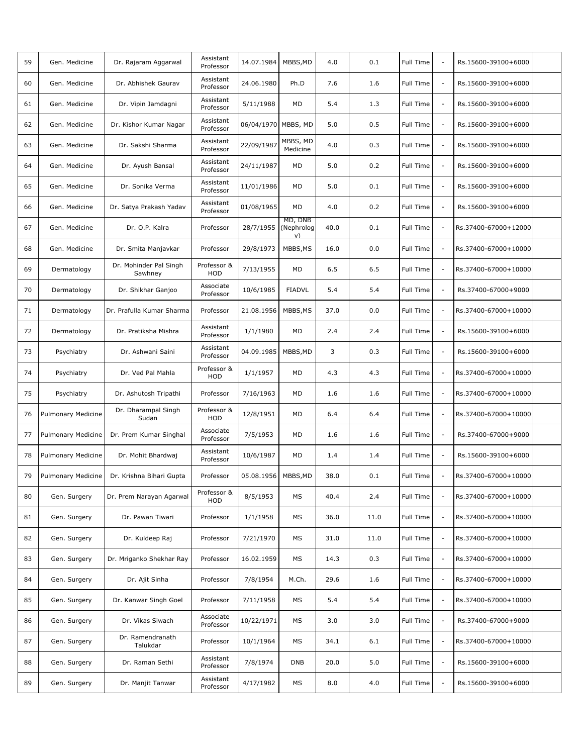| 59 | Gen. Medicine | Dr. Rajaram Aggarwal | Assistant Professor | 14.07.1984 | MBBS,MD | 4.0 | 0.1 | Full Time | - | Rs.15600-39100+6000 | |
|---|---|---|---|---|---|---|---|---|---|---|---|
| 60 | Gen. Medicine | Dr. Abhishek Gaurav | Assistant Professor | 24.06.1980 | Ph.D | 7.6 | 1.6 | Full Time | - | Rs.15600-39100+6000 | |
| 61 | Gen. Medicine | Dr. Vipin Jamdagni | Assistant Professor | 5/11/1988 | MD | 5.4 | 1.3 | Full Time | - | Rs.15600-39100+6000 | |
| 62 | Gen. Medicine | Dr. Kishor Kumar Nagar | Assistant Professor | 06/04/1970 | MBBS, MD | 5.0 | 0.5 | Full Time | - | Rs.15600-39100+6000 | |
| 63 | Gen. Medicine | Dr. Sakshi Sharma | Assistant Professor | 22/09/1987 | MBBS, MD Medicine | 4.0 | 0.3 | Full Time | - | Rs.15600-39100+6000 | |
| 64 | Gen. Medicine | Dr. Ayush Bansal | Assistant Professor | 24/11/1987 | MD | 5.0 | 0.2 | Full Time | - | Rs.15600-39100+6000 | |
| 65 | Gen. Medicine | Dr. Sonika Verma | Assistant Professor | 11/01/1986 | MD | 5.0 | 0.1 | Full Time | - | Rs.15600-39100+6000 | |
| 66 | Gen. Medicine | Dr. Satya Prakash Yadav | Assistant Professor | 01/08/1965 | MD | 4.0 | 0.2 | Full Time | - | Rs.15600-39100+6000 | |
| 67 | Gen. Medicine | Dr. O.P. Kalra | Professor | 28/7/1955 | MD, DNB (Nephrology) | 40.0 | 0.1 | Full Time | - | Rs.37400-67000+12000 | |
| 68 | Gen. Medicine | Dr. Smita Manjavkar | Professor | 29/8/1973 | MBBS,MS | 16.0 | 0.0 | Full Time | - | Rs.37400-67000+10000 | |
| 69 | Dermatology | Dr. Mohinder Pal Singh Sawhney | Professor & HOD | 7/13/1955 | MD | 6.5 | 6.5 | Full Time | - | Rs.37400-67000+10000 | |
| 70 | Dermatology | Dr. Shikhar Ganjoo | Associate Professor | 10/6/1985 | FIADVL | 5.4 | 5.4 | Full Time | - | Rs.37400-67000+9000 | |
| 71 | Dermatology | Dr. Prafulla Kumar Sharma | Professor | 21.08.1956 | MBBS,MS | 37.0 | 0.0 | Full Time | - | Rs.37400-67000+10000 | |
| 72 | Dermatology | Dr. Pratiksha Mishra | Assistant Professor | 1/1/1980 | MD | 2.4 | 2.4 | Full Time | - | Rs.15600-39100+6000 | |
| 73 | Psychiatry | Dr. Ashwani Saini | Assistant Professor | 04.09.1985 | MBBS,MD | 3 | 0.3 | Full Time | - | Rs.15600-39100+6000 | |
| 74 | Psychiatry | Dr. Ved Pal Mahla | Professor & HOD | 1/1/1957 | MD | 4.3 | 4.3 | Full Time | - | Rs.37400-67000+10000 | |
| 75 | Psychiatry | Dr. Ashutosh Tripathi | Professor | 7/16/1963 | MD | 1.6 | 1.6 | Full Time | - | Rs.37400-67000+10000 | |
| 76 | Pulmonary Medicine | Dr. Dharampal Singh Sudan | Professor & HOD | 12/8/1951 | MD | 6.4 | 6.4 | Full Time | - | Rs.37400-67000+10000 | |
| 77 | Pulmonary Medicine | Dr. Prem Kumar Singhal | Associate Professor | 7/5/1953 | MD | 1.6 | 1.6 | Full Time | - | Rs.37400-67000+9000 | |
| 78 | Pulmonary Medicine | Dr. Mohit Bhardwaj | Assistant Professor | 10/6/1987 | MD | 1.4 | 1.4 | Full Time | - | Rs.15600-39100+6000 | |
| 79 | Pulmonary Medicine | Dr. Krishna Bihari Gupta | Professor | 05.08.1956 | MBBS,MD | 38.0 | 0.1 | Full Time | - | Rs.37400-67000+10000 | |
| 80 | Gen. Surgery | Dr. Prem Narayan Agarwal | Professor & HOD | 8/5/1953 | MS | 40.4 | 2.4 | Full Time | - | Rs.37400-67000+10000 | |
| 81 | Gen. Surgery | Dr. Pawan Tiwari | Professor | 1/1/1958 | MS | 36.0 | 11.0 | Full Time | - | Rs.37400-67000+10000 | |
| 82 | Gen. Surgery | Dr. Kuldeep Raj | Professor | 7/21/1970 | MS | 31.0 | 11.0 | Full Time | - | Rs.37400-67000+10000 | |
| 83 | Gen. Surgery | Dr. Mriganko Shekhar Ray | Professor | 16.02.1959 | MS | 14.3 | 0.3 | Full Time | - | Rs.37400-67000+10000 | |
| 84 | Gen. Surgery | Dr. Ajit Sinha | Professor | 7/8/1954 | M.Ch. | 29.6 | 1.6 | Full Time | - | Rs.37400-67000+10000 | |
| 85 | Gen. Surgery | Dr. Kanwar Singh Goel | Professor | 7/11/1958 | MS | 5.4 | 5.4 | Full Time | - | Rs.37400-67000+10000 | |
| 86 | Gen. Surgery | Dr. Vikas Siwach | Associate Professor | 10/22/1971 | MS | 3.0 | 3.0 | Full Time | - | Rs.37400-67000+9000 | |
| 87 | Gen. Surgery | Dr. Ramendranath Talukdar | Professor | 10/1/1964 | MS | 34.1 | 6.1 | Full Time | - | Rs.37400-67000+10000 | |
| 88 | Gen. Surgery | Dr. Raman Sethi | Assistant Professor | 7/8/1974 | DNB | 20.0 | 5.0 | Full Time | - | Rs.15600-39100+6000 | |
| 89 | Gen. Surgery | Dr. Manjit Tanwar | Assistant Professor | 4/17/1982 | MS | 8.0 | 4.0 | Full Time | - | Rs.15600-39100+6000 | |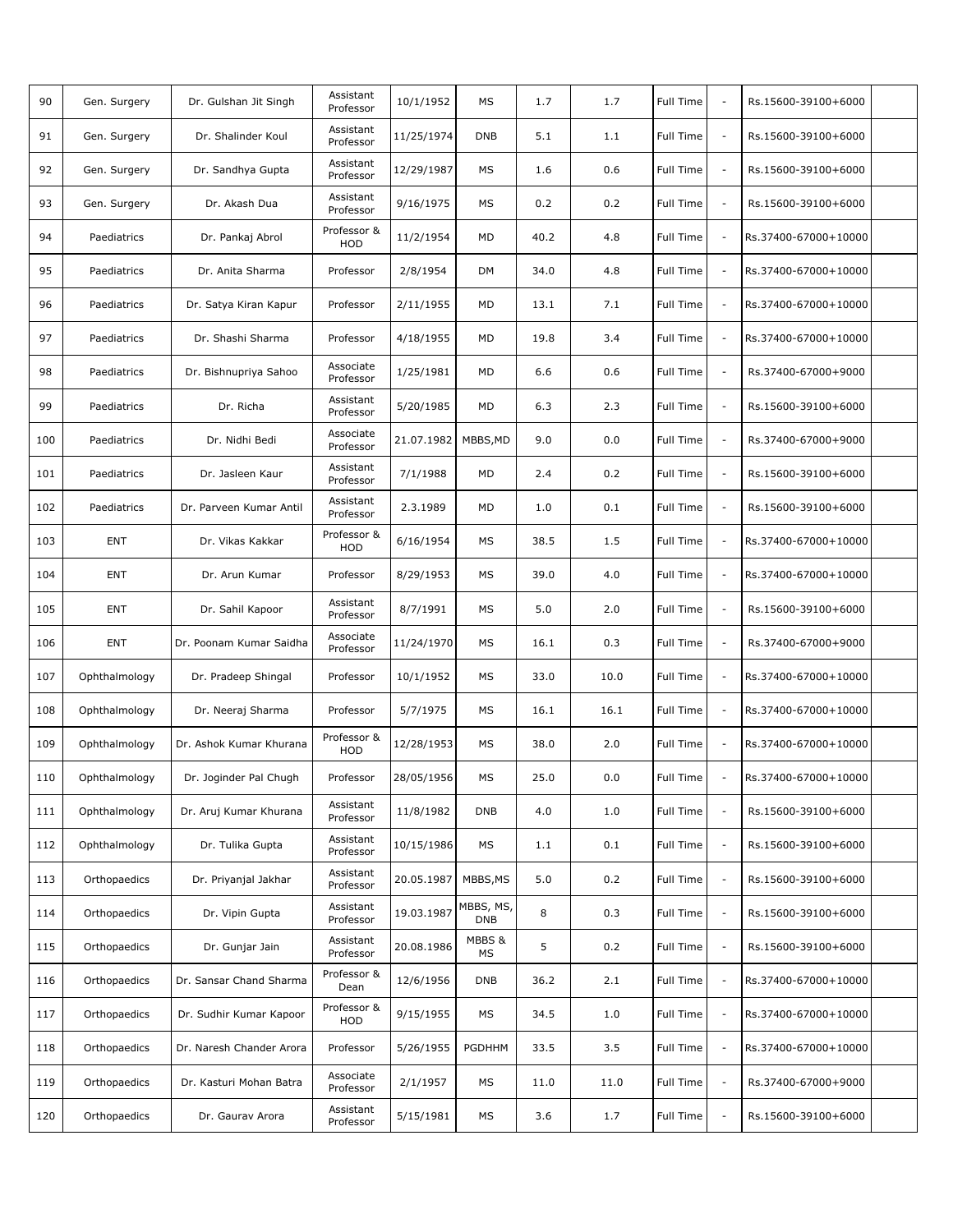| 90 | Gen. Surgery | Dr. Gulshan Jit Singh | Assistant Professor | 10/1/1952 | MS | 1.7 | 1.7 | Full Time | - | Rs.15600-39100+6000 | |
|---|---|---|---|---|---|---|---|---|---|---|---|
| 91 | Gen. Surgery | Dr. Shalinder Koul | Assistant Professor | 11/25/1974 | DNB | 5.1 | 1.1 | Full Time | - | Rs.15600-39100+6000 | |
| 92 | Gen. Surgery | Dr. Sandhya Gupta | Assistant Professor | 12/29/1987 | MS | 1.6 | 0.6 | Full Time | - | Rs.15600-39100+6000 | |
| 93 | Gen. Surgery | Dr. Akash Dua | Assistant Professor | 9/16/1975 | MS | 0.2 | 0.2 | Full Time | - | Rs.15600-39100+6000 | |
| 94 | Paediatrics | Dr. Pankaj Abrol | Professor & HOD | 11/2/1954 | MD | 40.2 | 4.8 | Full Time | - | Rs.37400-67000+10000 | |
| 95 | Paediatrics | Dr. Anita Sharma | Professor | 2/8/1954 | DM | 34.0 | 4.8 | Full Time | - | Rs.37400-67000+10000 | |
| 96 | Paediatrics | Dr. Satya Kiran Kapur | Professor | 2/11/1955 | MD | 13.1 | 7.1 | Full Time | - | Rs.37400-67000+10000 | |
| 97 | Paediatrics | Dr. Shashi Sharma | Professor | 4/18/1955 | MD | 19.8 | 3.4 | Full Time | - | Rs.37400-67000+10000 | |
| 98 | Paediatrics | Dr. Bishnupriya Sahoo | Associate Professor | 1/25/1981 | MD | 6.6 | 0.6 | Full Time | - | Rs.37400-67000+9000 | |
| 99 | Paediatrics | Dr. Richa | Assistant Professor | 5/20/1985 | MD | 6.3 | 2.3 | Full Time | - | Rs.15600-39100+6000 | |
| 100 | Paediatrics | Dr. Nidhi Bedi | Associate Professor | 21.07.1982 | MBBS,MD | 9.0 | 0.0 | Full Time | - | Rs.37400-67000+9000 | |
| 101 | Paediatrics | Dr. Jasleen Kaur | Assistant Professor | 7/1/1988 | MD | 2.4 | 0.2 | Full Time | - | Rs.15600-39100+6000 | |
| 102 | Paediatrics | Dr. Parveen Kumar Antil | Assistant Professor | 2.3.1989 | MD | 1.0 | 0.1 | Full Time | - | Rs.15600-39100+6000 | |
| 103 | ENT | Dr. Vikas Kakkar | Professor & HOD | 6/16/1954 | MS | 38.5 | 1.5 | Full Time | - | Rs.37400-67000+10000 | |
| 104 | ENT | Dr. Arun Kumar | Professor | 8/29/1953 | MS | 39.0 | 4.0 | Full Time | - | Rs.37400-67000+10000 | |
| 105 | ENT | Dr. Sahil Kapoor | Assistant Professor | 8/7/1991 | MS | 5.0 | 2.0 | Full Time | - | Rs.15600-39100+6000 | |
| 106 | ENT | Dr. Poonam Kumar Saidha | Associate Professor | 11/24/1970 | MS | 16.1 | 0.3 | Full Time | - | Rs.37400-67000+9000 | |
| 107 | Ophthalmology | Dr. Pradeep Shingal | Professor | 10/1/1952 | MS | 33.0 | 10.0 | Full Time | - | Rs.37400-67000+10000 | |
| 108 | Ophthalmology | Dr. Neeraj Sharma | Professor | 5/7/1975 | MS | 16.1 | 16.1 | Full Time | - | Rs.37400-67000+10000 | |
| 109 | Ophthalmology | Dr. Ashok Kumar Khurana | Professor & HOD | 12/28/1953 | MS | 38.0 | 2.0 | Full Time | - | Rs.37400-67000+10000 | |
| 110 | Ophthalmology | Dr. Joginder Pal Chugh | Professor | 28/05/1956 | MS | 25.0 | 0.0 | Full Time | - | Rs.37400-67000+10000 | |
| 111 | Ophthalmology | Dr. Aruj Kumar Khurana | Assistant Professor | 11/8/1982 | DNB | 4.0 | 1.0 | Full Time | - | Rs.15600-39100+6000 | |
| 112 | Ophthalmology | Dr. Tulika Gupta | Assistant Professor | 10/15/1986 | MS | 1.1 | 0.1 | Full Time | - | Rs.15600-39100+6000 | |
| 113 | Orthopaedics | Dr. Priyanjal Jakhar | Assistant Professor | 20.05.1987 | MBBS,MS | 5.0 | 0.2 | Full Time | - | Rs.15600-39100+6000 | |
| 114 | Orthopaedics | Dr. Vipin Gupta | Assistant Professor | 19.03.1987 | MBBS, MS, DNB | 8 | 0.3 | Full Time | - | Rs.15600-39100+6000 | |
| 115 | Orthopaedics | Dr. Gunjar Jain | Assistant Professor | 20.08.1986 | MBBS & MS | 5 | 0.2 | Full Time | - | Rs.15600-39100+6000 | |
| 116 | Orthopaedics | Dr. Sansar Chand Sharma | Professor & Dean | 12/6/1956 | DNB | 36.2 | 2.1 | Full Time | - | Rs.37400-67000+10000 | |
| 117 | Orthopaedics | Dr. Sudhir Kumar Kapoor | Professor & HOD | 9/15/1955 | MS | 34.5 | 1.0 | Full Time | - | Rs.37400-67000+10000 | |
| 118 | Orthopaedics | Dr. Naresh Chander Arora | Professor | 5/26/1955 | PGDHHM | 33.5 | 3.5 | Full Time | - | Rs.37400-67000+10000 | |
| 119 | Orthopaedics | Dr. Kasturi Mohan Batra | Associate Professor | 2/1/1957 | MS | 11.0 | 11.0 | Full Time | - | Rs.37400-67000+9000 | |
| 120 | Orthopaedics | Dr. Gaurav Arora | Assistant Professor | 5/15/1981 | MS | 3.6 | 1.7 | Full Time | - | Rs.15600-39100+6000 | |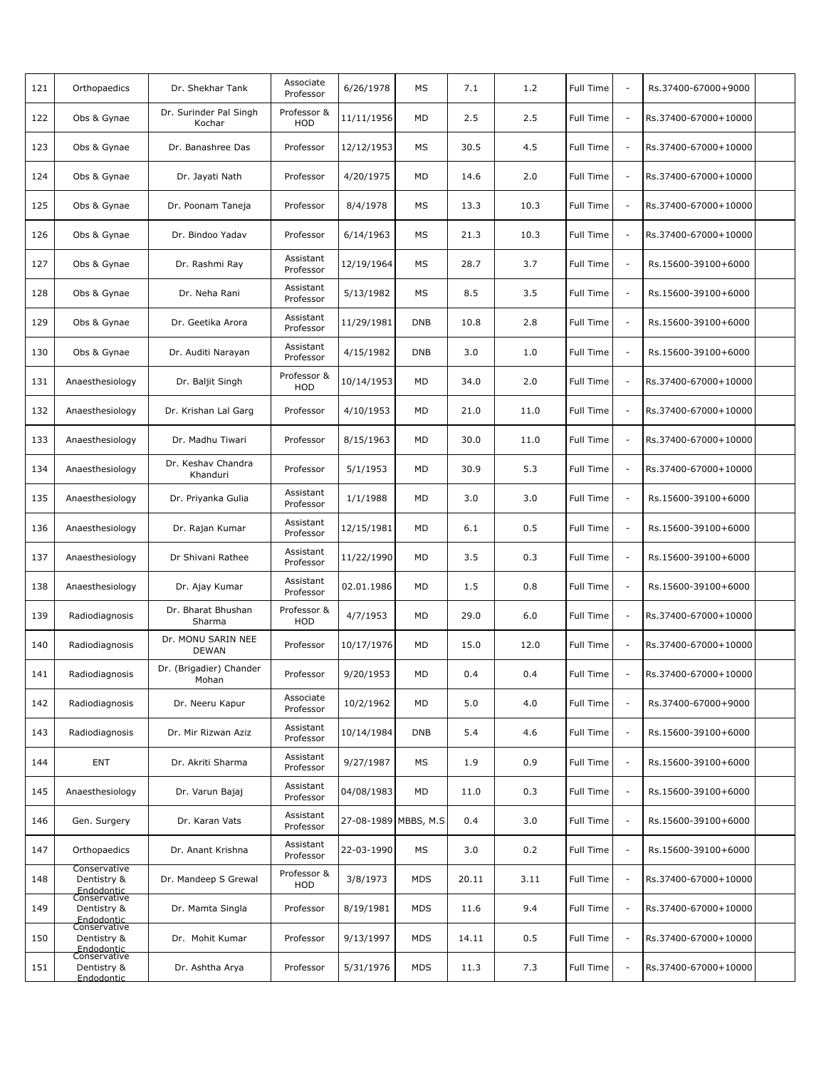| 121 | Orthopaedics | Dr. Shekhar Tank | Associate Professor | 6/26/1978 | MS | 7.1 | 1.2 | Full Time | - | Rs.37400-67000+9000 | |
|---|---|---|---|---|---|---|---|---|---|---|---|
| 122 | Obs & Gynae | Dr. Surinder Pal Singh Kochar | Professor & HOD | 11/11/1956 | MD | 2.5 | 2.5 | Full Time | - | Rs.37400-67000+10000 | |
| 123 | Obs & Gynae | Dr. Banashree Das | Professor | 12/12/1953 | MS | 30.5 | 4.5 | Full Time | - | Rs.37400-67000+10000 | |
| 124 | Obs & Gynae | Dr. Jayati Nath | Professor | 4/20/1975 | MD | 14.6 | 2.0 | Full Time | - | Rs.37400-67000+10000 | |
| 125 | Obs & Gynae | Dr. Poonam Taneja | Professor | 8/4/1978 | MS | 13.3 | 10.3 | Full Time | - | Rs.37400-67000+10000 | |
| 126 | Obs & Gynae | Dr. Bindoo Yadav | Professor | 6/14/1963 | MS | 21.3 | 10.3 | Full Time | - | Rs.37400-67000+10000 | |
| 127 | Obs & Gynae | Dr. Rashmi Ray | Assistant Professor | 12/19/1964 | MS | 28.7 | 3.7 | Full Time | - | Rs.15600-39100+6000 | |
| 128 | Obs & Gynae | Dr. Neha Rani | Assistant Professor | 5/13/1982 | MS | 8.5 | 3.5 | Full Time | - | Rs.15600-39100+6000 | |
| 129 | Obs & Gynae | Dr. Geetika Arora | Assistant Professor | 11/29/1981 | DNB | 10.8 | 2.8 | Full Time | - | Rs.15600-39100+6000 | |
| 130 | Obs & Gynae | Dr. Auditi Narayan | Assistant Professor | 4/15/1982 | DNB | 3.0 | 1.0 | Full Time | - | Rs.15600-39100+6000 | |
| 131 | Anaesthesiology | Dr. Baljit Singh | Professor & HOD | 10/14/1953 | MD | 34.0 | 2.0 | Full Time | - | Rs.37400-67000+10000 | |
| 132 | Anaesthesiology | Dr. Krishan Lal Garg | Professor | 4/10/1953 | MD | 21.0 | 11.0 | Full Time | - | Rs.37400-67000+10000 | |
| 133 | Anaesthesiology | Dr. Madhu Tiwari | Professor | 8/15/1963 | MD | 30.0 | 11.0 | Full Time | - | Rs.37400-67000+10000 | |
| 134 | Anaesthesiology | Dr. Keshav Chandra Khanduri | Professor | 5/1/1953 | MD | 30.9 | 5.3 | Full Time | - | Rs.37400-67000+10000 | |
| 135 | Anaesthesiology | Dr. Priyanka Gulia | Assistant Professor | 1/1/1988 | MD | 3.0 | 3.0 | Full Time | - | Rs.15600-39100+6000 | |
| 136 | Anaesthesiology | Dr. Rajan Kumar | Assistant Professor | 12/15/1981 | MD | 6.1 | 0.5 | Full Time | - | Rs.15600-39100+6000 | |
| 137 | Anaesthesiology | Dr Shivani Rathee | Assistant Professor | 11/22/1990 | MD | 3.5 | 0.3 | Full Time | - | Rs.15600-39100+6000 | |
| 138 | Anaesthesiology | Dr. Ajay Kumar | Assistant Professor | 02.01.1986 | MD | 1.5 | 0.8 | Full Time | - | Rs.15600-39100+6000 | |
| 139 | Radiodiagnosis | Dr. Bharat Bhushan Sharma | Professor & HOD | 4/7/1953 | MD | 29.0 | 6.0 | Full Time | - | Rs.37400-67000+10000 | |
| 140 | Radiodiagnosis | Dr. MONU SARIN NEE DEWAN | Professor | 10/17/1976 | MD | 15.0 | 12.0 | Full Time | - | Rs.37400-67000+10000 | |
| 141 | Radiodiagnosis | Dr. (Brigadier) Chander Mohan | Professor | 9/20/1953 | MD | 0.4 | 0.4 | Full Time | - | Rs.37400-67000+10000 | |
| 142 | Radiodiagnosis | Dr. Neeru Kapur | Associate Professor | 10/2/1962 | MD | 5.0 | 4.0 | Full Time | - | Rs.37400-67000+9000 | |
| 143 | Radiodiagnosis | Dr. Mir Rizwan Aziz | Assistant Professor | 10/14/1984 | DNB | 5.4 | 4.6 | Full Time | - | Rs.15600-39100+6000 | |
| 144 | ENT | Dr. Akriti Sharma | Assistant Professor | 9/27/1987 | MS | 1.9 | 0.9 | Full Time | - | Rs.15600-39100+6000 | |
| 145 | Anaesthesiology | Dr. Varun Bajaj | Assistant Professor | 04/08/1983 | MD | 11.0 | 0.3 | Full Time | - | Rs.15600-39100+6000 | |
| 146 | Gen. Surgery | Dr. Karan Vats | Assistant Professor | 27-08-1989 | MBBS, M.S | 0.4 | 3.0 | Full Time | - | Rs.15600-39100+6000 | |
| 147 | Orthopaedics | Dr. Anant Krishna | Assistant Professor | 22-03-1990 | MS | 3.0 | 0.2 | Full Time | - | Rs.15600-39100+6000 | |
| 148 | Conservative Dentistry & Endodontic | Dr. Mandeep S Grewal | Professor & HOD | 3/8/1973 | MDS | 20.11 | 3.11 | Full Time | - | Rs.37400-67000+10000 | |
| 149 | Conservative Dentistry & Endodontic | Dr. Mamta Singla | Professor | 8/19/1981 | MDS | 11.6 | 9.4 | Full Time | - | Rs.37400-67000+10000 | |
| 150 | Conservative Dentistry & Endodontic | Dr. Mohit Kumar | Professor | 9/13/1997 | MDS | 14.11 | 0.5 | Full Time | - | Rs.37400-67000+10000 | |
| 151 | Conservative Dentistry & Endodontic | Dr. Ashtha Arya | Professor | 5/31/1976 | MDS | 11.3 | 7.3 | Full Time | - | Rs.37400-67000+10000 | |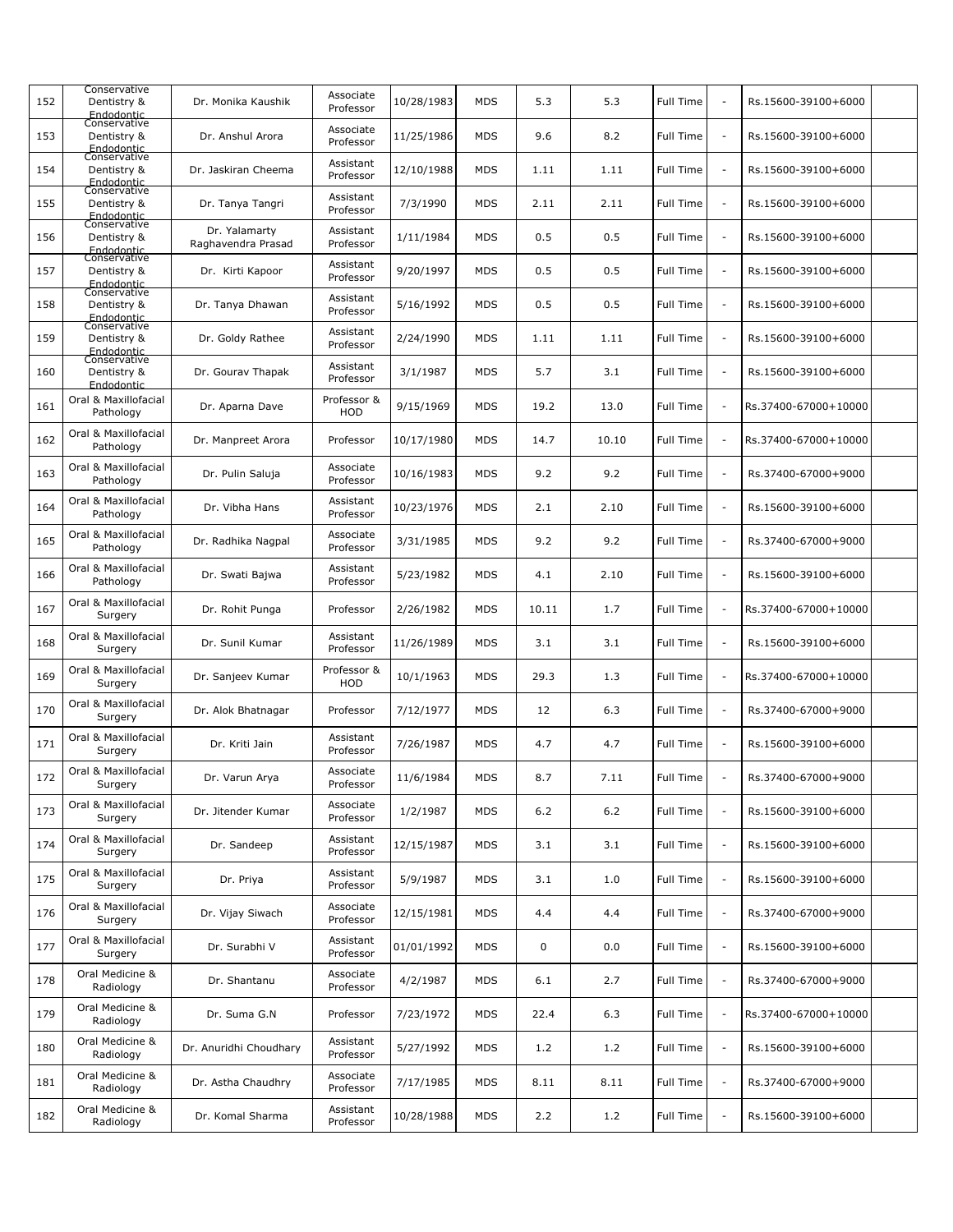| 152 | Conservative Dentistry & Endodontic | Dr. Monika Kaushik | Associate Professor | 10/28/1983 | MDS | 5.3 | 5.3 | Full Time | - | Rs.15600-39100+6000 | |
|---|---|---|---|---|---|---|---|---|---|---|---|
| 153 | Conservative Dentistry & Endodontic | Dr. Anshul Arora | Associate Professor | 11/25/1986 | MDS | 9.6 | 8.2 | Full Time | - | Rs.15600-39100+6000 | |
| 154 | Conservative Dentistry & Endodontic | Dr. Jaskiran Cheema | Assistant Professor | 12/10/1988 | MDS | 1.11 | 1.11 | Full Time | - | Rs.15600-39100+6000 | |
| 155 | Conservative Dentistry & Endodontic | Dr. Tanya Tangri | Assistant Professor | 7/3/1990 | MDS | 2.11 | 2.11 | Full Time | - | Rs.15600-39100+6000 | |
| 156 | Conservative Dentistry & Endodontic | Dr. Yalamarty Raghavendra Prasad | Assistant Professor | 1/11/1984 | MDS | 0.5 | 0.5 | Full Time | - | Rs.15600-39100+6000 | |
| 157 | Conservative Dentistry & Endodontic | Dr. Kirti Kapoor | Assistant Professor | 9/20/1997 | MDS | 0.5 | 0.5 | Full Time | - | Rs.15600-39100+6000 | |
| 158 | Conservative Dentistry & Endodontic | Dr. Tanya Dhawan | Assistant Professor | 5/16/1992 | MDS | 0.5 | 0.5 | Full Time | - | Rs.15600-39100+6000 | |
| 159 | Conservative Dentistry & Endodontic | Dr. Goldy Rathee | Assistant Professor | 2/24/1990 | MDS | 1.11 | 1.11 | Full Time | - | Rs.15600-39100+6000 | |
| 160 | Conservative Dentistry & Endodontic | Dr. Gourav Thapak | Assistant Professor | 3/1/1987 | MDS | 5.7 | 3.1 | Full Time | - | Rs.15600-39100+6000 | |
| 161 | Oral & Maxillofacial Pathology | Dr. Aparna Dave | Professor & HOD | 9/15/1969 | MDS | 19.2 | 13.0 | Full Time | - | Rs.37400-67000+10000 | |
| 162 | Oral & Maxillofacial Pathology | Dr. Manpreet Arora | Professor | 10/17/1980 | MDS | 14.7 | 10.10 | Full Time | - | Rs.37400-67000+10000 | |
| 163 | Oral & Maxillofacial Pathology | Dr. Pulin Saluja | Associate Professor | 10/16/1983 | MDS | 9.2 | 9.2 | Full Time | - | Rs.37400-67000+9000 | |
| 164 | Oral & Maxillofacial Pathology | Dr. Vibha Hans | Assistant Professor | 10/23/1976 | MDS | 2.1 | 2.10 | Full Time | - | Rs.15600-39100+6000 | |
| 165 | Oral & Maxillofacial Pathology | Dr. Radhika Nagpal | Associate Professor | 3/31/1985 | MDS | 9.2 | 9.2 | Full Time | - | Rs.37400-67000+9000 | |
| 166 | Oral & Maxillofacial Pathology | Dr. Swati Bajwa | Assistant Professor | 5/23/1982 | MDS | 4.1 | 2.10 | Full Time | - | Rs.15600-39100+6000 | |
| 167 | Oral & Maxillofacial Surgery | Dr. Rohit Punga | Professor | 2/26/1982 | MDS | 10.11 | 1.7 | Full Time | - | Rs.37400-67000+10000 | |
| 168 | Oral & Maxillofacial Surgery | Dr. Sunil Kumar | Assistant Professor | 11/26/1989 | MDS | 3.1 | 3.1 | Full Time | - | Rs.15600-39100+6000 | |
| 169 | Oral & Maxillofacial Surgery | Dr. Sanjeev Kumar | Professor & HOD | 10/1/1963 | MDS | 29.3 | 1.3 | Full Time | - | Rs.37400-67000+10000 | |
| 170 | Oral & Maxillofacial Surgery | Dr. Alok Bhatnagar | Professor | 7/12/1977 | MDS | 12 | 6.3 | Full Time | - | Rs.37400-67000+9000 | |
| 171 | Oral & Maxillofacial Surgery | Dr. Kriti Jain | Assistant Professor | 7/26/1987 | MDS | 4.7 | 4.7 | Full Time | - | Rs.15600-39100+6000 | |
| 172 | Oral & Maxillofacial Surgery | Dr. Varun Arya | Associate Professor | 11/6/1984 | MDS | 8.7 | 7.11 | Full Time | - | Rs.37400-67000+9000 | |
| 173 | Oral & Maxillofacial Surgery | Dr. Jitender Kumar | Associate Professor | 1/2/1987 | MDS | 6.2 | 6.2 | Full Time | - | Rs.15600-39100+6000 | |
| 174 | Oral & Maxillofacial Surgery | Dr. Sandeep | Assistant Professor | 12/15/1987 | MDS | 3.1 | 3.1 | Full Time | - | Rs.15600-39100+6000 | |
| 175 | Oral & Maxillofacial Surgery | Dr. Priya | Assistant Professor | 5/9/1987 | MDS | 3.1 | 1.0 | Full Time | - | Rs.15600-39100+6000 | |
| 176 | Oral & Maxillofacial Surgery | Dr. Vijay Siwach | Associate Professor | 12/15/1981 | MDS | 4.4 | 4.4 | Full Time | - | Rs.37400-67000+9000 | |
| 177 | Oral & Maxillofacial Surgery | Dr. Surabhi V | Assistant Professor | 01/01/1992 | MDS | 0 | 0.0 | Full Time | - | Rs.15600-39100+6000 | |
| 178 | Oral Medicine & Radiology | Dr. Shantanu | Associate Professor | 4/2/1987 | MDS | 6.1 | 2.7 | Full Time | - | Rs.37400-67000+9000 | |
| 179 | Oral Medicine & Radiology | Dr. Suma G.N | Professor | 7/23/1972 | MDS | 22.4 | 6.3 | Full Time | - | Rs.37400-67000+10000 | |
| 180 | Oral Medicine & Radiology | Dr. Anuridhi Choudhary | Assistant Professor | 5/27/1992 | MDS | 1.2 | 1.2 | Full Time | - | Rs.15600-39100+6000 | |
| 181 | Oral Medicine & Radiology | Dr. Astha Chaudhry | Associate Professor | 7/17/1985 | MDS | 8.11 | 8.11 | Full Time | - | Rs.37400-67000+9000 | |
| 182 | Oral Medicine & Radiology | Dr. Komal Sharma | Assistant Professor | 10/28/1988 | MDS | 2.2 | 1.2 | Full Time | - | Rs.15600-39100+6000 | |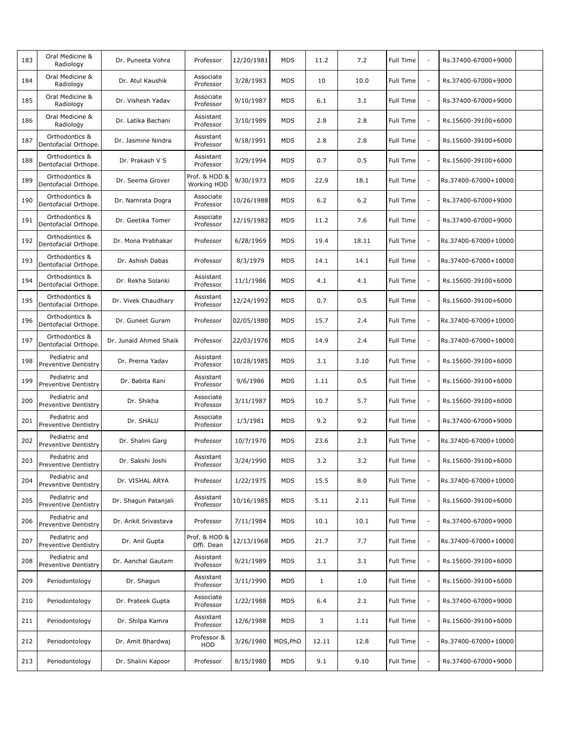| 183 | Oral Medicine & Radiology | Dr. Puneeta Vohra | Professor | 12/20/1981 | MDS | 11.2 | 7.2 | Full Time | - | Rs.37400-67000+9000 | |
|---|---|---|---|---|---|---|---|---|---|---|---|
| 184 | Oral Medicine & Radiology | Dr. Atul Kaushik | Associate Professor | 3/28/1983 | MDS | 10 | 10.0 | Full Time | - | Rs.37400-67000+9000 | |
| 185 | Oral Medicine & Radiology | Dr. Vishesh Yadav | Associate Professor | 9/10/1987 | MDS | 6.1 | 3.1 | Full Time | - | Rs.37400-67000+9000 | |
| 186 | Oral Medicine & Radiology | Dr. Latika Bachani | Assistant Professor | 3/10/1989 | MDS | 2.8 | 2.8 | Full Time | - | Rs.15600-39100+6000 | |
| 187 | Orthodontics & Dentofacial Orthope. | Dr. Jasmine Nindra | Assistant Professor | 9/18/1991 | MDS | 2.8 | 2.8 | Full Time | - | Rs.15600-39100+6000 | |
| 188 | Orthodontics & Dentofacial Orthope. | Dr. Prakash V S | Assistant Professor | 3/29/1994 | MDS | 0.7 | 0.5 | Full Time | - | Rs.15600-39100+6000 | |
| 189 | Orthodontics & Dentofacial Orthope. | Dr. Seema Grover | Prof. & HOD & Working HOD | 9/30/1973 | MDS | 22.9 | 18.1 | Full Time | - | Rs.37400-67000+10000 | |
| 190 | Orthodontics & Dentofacial Orthope. | Dr. Namrata Dogra | Associate Professor | 10/26/1988 | MDS | 6.2 | 6.2 | Full Time | - | Rs.37400-67000+9000 | |
| 191 | Orthodontics & Dentofacial Orthope. | Dr. Geetika Tomer | Associate Professor | 12/19/1982 | MDS | 11.2 | 7.6 | Full Time | - | Rs.37400-67000+9000 | |
| 192 | Orthodontics & Dentofacial Orthope. | Dr. Mona Prabhakar | Professor | 6/28/1969 | MDS | 19.4 | 18.11 | Full Time | - | Rs.37400-67000+10000 | |
| 193 | Orthodontics & Dentofacial Orthope. | Dr. Ashish Dabas | Professor | 8/3/1979 | MDS | 14.1 | 14.1 | Full Time | - | Rs.37400-67000+10000 | |
| 194 | Orthodontics & Dentofacial Orthope. | Dr. Rekha Solanki | Assistant Professor | 11/1/1986 | MDS | 4.1 | 4.1 | Full Time | - | Rs.15600-39100+6000 | |
| 195 | Orthodontics & Dentofacial Orthope. | Dr. Vivek Chaudhary | Assistant Professor | 12/24/1992 | MDS | 0.7 | 0.5 | Full Time | - | Rs.15600-39100+6000 | |
| 196 | Orthodontics & Dentofacial Orthope. | Dr. Guneet Guram | Professor | 02/05/1980 | MDS | 15.7 | 2.4 | Full Time | - | Rs.37400-67000+10000 | |
| 197 | Orthodontics & Dentofacial Orthope. | Dr. Junaid Ahmed Shaik | Professor | 22/03/1976 | MDS | 14.9 | 2.4 | Full Time | - | Rs.37400-67000+10000 | |
| 198 | Pediatric and Preventive Dentistry | Dr. Prerna Yadav | Assistant Professor | 10/28/1985 | MDS | 3.1 | 3.10 | Full Time | - | Rs.15600-39100+6000 | |
| 199 | Pediatric and Preventive Dentistry | Dr. Babita Rani | Assistant Professor | 9/6/1986 | MDS | 1.11 | 0.5 | Full Time | - | Rs.15600-39100+6000 | |
| 200 | Pediatric and Preventive Dentistry | Dr. Shikha | Associate Professor | 3/11/1987 | MDS | 10.7 | 5.7 | Full Time | - | Rs.15600-39100+6000 | |
| 201 | Pediatric and Preventive Dentistry | Dr. SHALU | Associate Professor | 1/3/1981 | MDS | 9.2 | 9.2 | Full Time | - | Rs.37400-67000+9000 | |
| 202 | Pediatric and Preventive Dentistry | Dr. Shalini Garg | Professor | 10/7/1970 | MDS | 23.6 | 2.3 | Full Time | - | Rs.37400-67000+10000 | |
| 203 | Pediatric and Preventive Dentistry | Dr. Sakshi Joshi | Assistant Professor | 3/24/1990 | MDS | 3.2 | 3.2 | Full Time | - | Rs.15600-39100+6000 | |
| 204 | Pediatric and Preventive Dentistry | Dr. VISHAL ARYA | Professor | 1/22/1975 | MDS | 15.5 | 8.0 | Full Time | - | Rs.37400-67000+10000 | |
| 205 | Pediatric and Preventive Dentistry | Dr. Shagun Patanjali | Assistant Professor | 10/16/1985 | MDS | 5.11 | 2.11 | Full Time | - | Rs.15600-39100+6000 | |
| 206 | Pediatric and Preventive Dentistry | Dr. Ankit Srivastava | Professor | 7/11/1984 | MDS | 10.1 | 10.1 | Full Time | - | Rs.37400-67000+9000 | |
| 207 | Pediatric and Preventive Dentistry | Dr. Anil Gupta | Prof. & HOD & Offi. Dean | 12/13/1968 | MDS | 21.7 | 7.7 | Full Time | - | Rs.37400-67000+10000 | |
| 208 | Pediatric and Preventive Dentistry | Dr. Aanchal Gautam | Assistant Professor | 9/21/1989 | MDS | 3.1 | 3.1 | Full Time | - | Rs.15600-39100+6000 | |
| 209 | Periodontology | Dr. Shagun | Assistant Professor | 3/11/1990 | MDS | 1 | 1.0 | Full Time | - | Rs.15600-39100+6000 | |
| 210 | Periodontology | Dr. Prateek Gupta | Associate Professor | 1/22/1988 | MDS | 6.4 | 2.1 | Full Time | - | Rs.37400-67000+9000 | |
| 211 | Periodontology | Dr. Shilpa Kamra | Assistant Professor | 12/6/1988 | MDS | 3 | 1.11 | Full Time | - | Rs.15600-39100+6000 | |
| 212 | Periodontology | Dr. Amit Bhardwaj | Professor & HOD | 3/26/1980 | MDS,PhD | 12.11 | 12.8 | Full Time | - | Rs.37400-67000+10000 | |
| 213 | Periodontology | Dr. Shalini Kapoor | Professor | 8/15/1980 | MDS | 9.1 | 9.10 | Full Time | - | Rs.37400-67000+9000 | |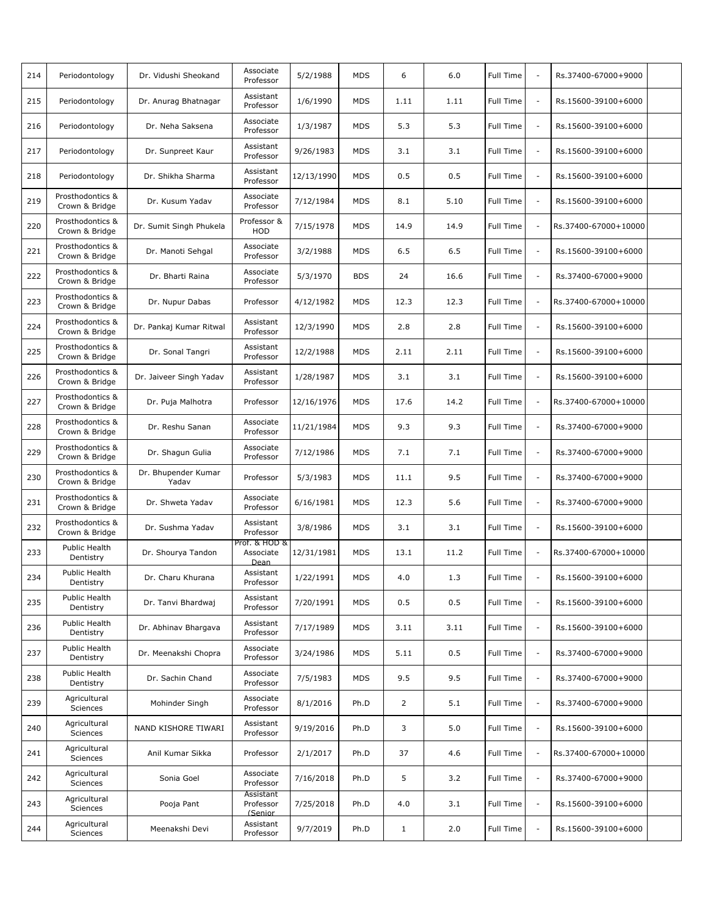| 214 | Periodontology | Dr. Vidushi Sheokand | Associate Professor | 5/2/1988 | MDS | 6 | 6.0 | Full Time | - | Rs.37400-67000+9000 | |
|---|---|---|---|---|---|---|---|---|---|---|---|
| 215 | Periodontology | Dr. Anurag Bhatnagar | Assistant Professor | 1/6/1990 | MDS | 1.11 | 1.11 | Full Time | - | Rs.15600-39100+6000 | |
| 216 | Periodontology | Dr. Neha Saksena | Associate Professor | 1/3/1987 | MDS | 5.3 | 5.3 | Full Time | - | Rs.15600-39100+6000 | |
| 217 | Periodontology | Dr. Sunpreet Kaur | Assistant Professor | 9/26/1983 | MDS | 3.1 | 3.1 | Full Time | - | Rs.15600-39100+6000 | |
| 218 | Periodontology | Dr. Shikha Sharma | Assistant Professor | 12/13/1990 | MDS | 0.5 | 0.5 | Full Time | - | Rs.15600-39100+6000 | |
| 219 | Prosthodontics & Crown & Bridge | Dr. Kusum Yadav | Associate Professor | 7/12/1984 | MDS | 8.1 | 5.10 | Full Time | - | Rs.15600-39100+6000 | |
| 220 | Prosthodontics & Crown & Bridge | Dr. Sumit Singh Phukela | Professor & HOD | 7/15/1978 | MDS | 14.9 | 14.9 | Full Time | - | Rs.37400-67000+10000 | |
| 221 | Prosthodontics & Crown & Bridge | Dr. Manoti Sehgal | Associate Professor | 3/2/1988 | MDS | 6.5 | 6.5 | Full Time | - | Rs.15600-39100+6000 | |
| 222 | Prosthodontics & Crown & Bridge | Dr. Bharti Raina | Associate Professor | 5/3/1970 | BDS | 24 | 16.6 | Full Time | - | Rs.37400-67000+9000 | |
| 223 | Prosthodontics & Crown & Bridge | Dr. Nupur Dabas | Professor | 4/12/1982 | MDS | 12.3 | 12.3 | Full Time | - | Rs.37400-67000+10000 | |
| 224 | Prosthodontics & Crown & Bridge | Dr. Pankaj Kumar Ritwal | Assistant Professor | 12/3/1990 | MDS | 2.8 | 2.8 | Full Time | - | Rs.15600-39100+6000 | |
| 225 | Prosthodontics & Crown & Bridge | Dr. Sonal Tangri | Assistant Professor | 12/2/1988 | MDS | 2.11 | 2.11 | Full Time | - | Rs.15600-39100+6000 | |
| 226 | Prosthodontics & Crown & Bridge | Dr. Jaiveer Singh Yadav | Assistant Professor | 1/28/1987 | MDS | 3.1 | 3.1 | Full Time | - | Rs.15600-39100+6000 | |
| 227 | Prosthodontics & Crown & Bridge | Dr. Puja Malhotra | Professor | 12/16/1976 | MDS | 17.6 | 14.2 | Full Time | - | Rs.37400-67000+10000 | |
| 228 | Prosthodontics & Crown & Bridge | Dr. Reshu Sanan | Associate Professor | 11/21/1984 | MDS | 9.3 | 9.3 | Full Time | - | Rs.37400-67000+9000 | |
| 229 | Prosthodontics & Crown & Bridge | Dr. Shagun Gulia | Associate Professor | 7/12/1986 | MDS | 7.1 | 7.1 | Full Time | - | Rs.37400-67000+9000 | |
| 230 | Prosthodontics & Crown & Bridge | Dr. Bhupender Kumar Yadav | Professor | 5/3/1983 | MDS | 11.1 | 9.5 | Full Time | - | Rs.37400-67000+9000 | |
| 231 | Prosthodontics & Crown & Bridge | Dr. Shweta Yadav | Associate Professor | 6/16/1981 | MDS | 12.3 | 5.6 | Full Time | - | Rs.37400-67000+9000 | |
| 232 | Prosthodontics & Crown & Bridge | Dr. Sushma Yadav | Assistant Professor | 3/8/1986 | MDS | 3.1 | 3.1 | Full Time | - | Rs.15600-39100+6000 | |
| 233 | Public Health Dentistry | Dr. Shourya Tandon | Prof. & HOD & Associate Dean | 12/31/1981 | MDS | 13.1 | 11.2 | Full Time | - | Rs.37400-67000+10000 | |
| 234 | Public Health Dentistry | Dr. Charu Khurana | Assistant Professor | 1/22/1991 | MDS | 4.0 | 1.3 | Full Time | - | Rs.15600-39100+6000 | |
| 235 | Public Health Dentistry | Dr. Tanvi Bhardwaj | Assistant Professor | 7/20/1991 | MDS | 0.5 | 0.5 | Full Time | - | Rs.15600-39100+6000 | |
| 236 | Public Health Dentistry | Dr. Abhinav Bhargava | Assistant Professor | 7/17/1989 | MDS | 3.11 | 3.11 | Full Time | - | Rs.15600-39100+6000 | |
| 237 | Public Health Dentistry | Dr. Meenakshi Chopra | Associate Professor | 3/24/1986 | MDS | 5.11 | 0.5 | Full Time | - | Rs.37400-67000+9000 | |
| 238 | Public Health Dentistry | Dr. Sachin Chand | Associate Professor | 7/5/1983 | MDS | 9.5 | 9.5 | Full Time | - | Rs.37400-67000+9000 | |
| 239 | Agricultural Sciences | Mohinder Singh | Associate Professor | 8/1/2016 | Ph.D | 2 | 5.1 | Full Time | - | Rs.37400-67000+9000 | |
| 240 | Agricultural Sciences | NAND KISHORE TIWARI | Assistant Professor | 9/19/2016 | Ph.D | 3 | 5.0 | Full Time | - | Rs.15600-39100+6000 | |
| 241 | Agricultural Sciences | Anil Kumar Sikka | Professor | 2/1/2017 | Ph.D | 37 | 4.6 | Full Time | - | Rs.37400-67000+10000 | |
| 242 | Agricultural Sciences | Sonia Goel | Associate Professor | 7/16/2018 | Ph.D | 5 | 3.2 | Full Time | - | Rs.37400-67000+9000 | |
| 243 | Agricultural Sciences | Pooja Pant | Assistant Professor (Senior | 7/25/2018 | Ph.D | 4.0 | 3.1 | Full Time | - | Rs.15600-39100+6000 | |
| 244 | Agricultural Sciences | Meenakshi Devi | Assistant Professor | 9/7/2019 | Ph.D | 1 | 2.0 | Full Time | - | Rs.15600-39100+6000 | |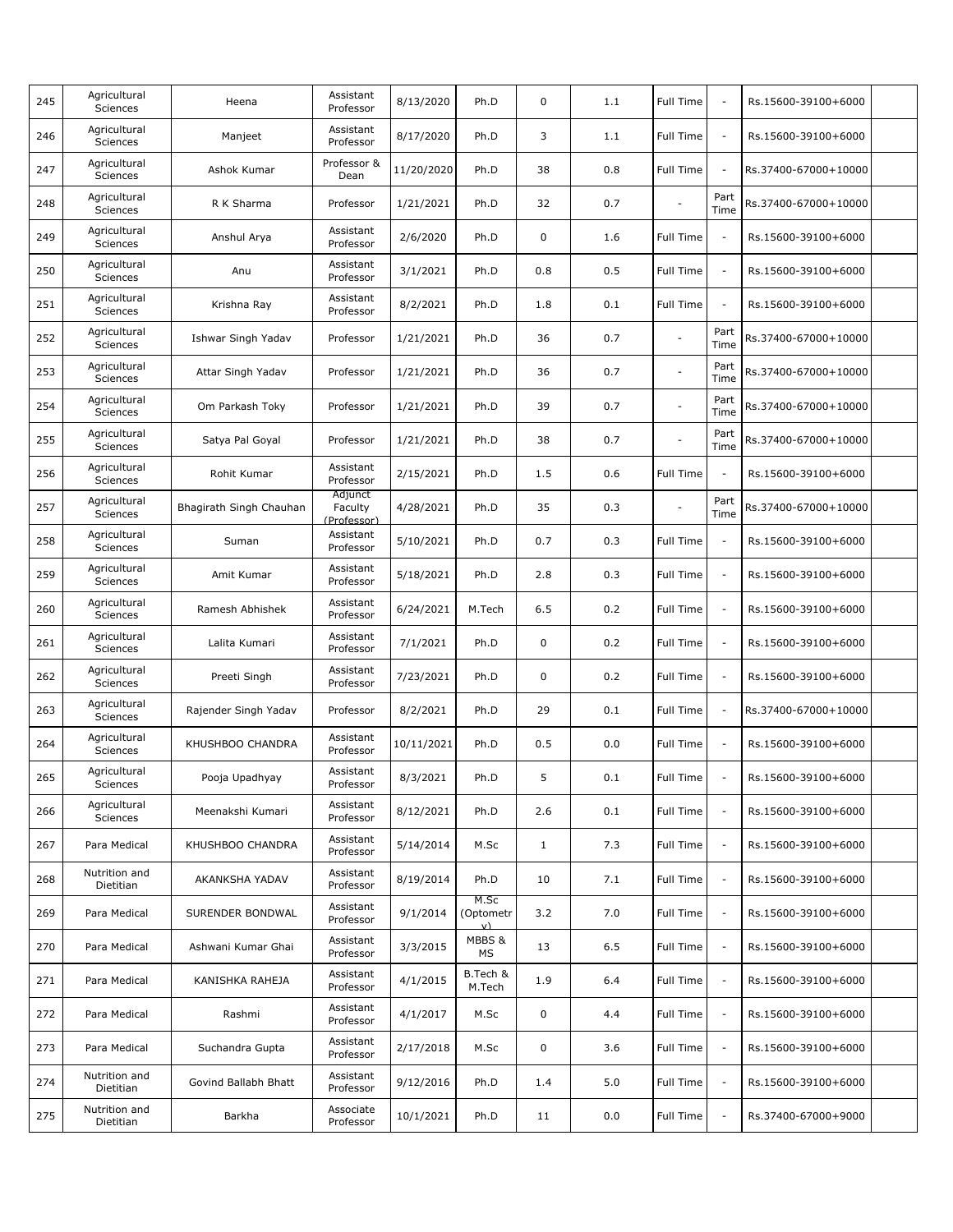| 245 | Agricultural Sciences | Heena | Assistant Professor | 8/13/2020 | Ph.D | 0 | 1.1 | Full Time | - | Rs.15600-39100+6000 | |
|---|---|---|---|---|---|---|---|---|---|---|---|
| 246 | Agricultural Sciences | Manjeet | Assistant Professor | 8/17/2020 | Ph.D | 3 | 1.1 | Full Time | - | Rs.15600-39100+6000 | |
| 247 | Agricultural Sciences | Ashok Kumar | Professor & Dean | 11/20/2020 | Ph.D | 38 | 0.8 | Full Time | - | Rs.37400-67000+10000 | |
| 248 | Agricultural Sciences | R K Sharma | Professor | 1/21/2021 | Ph.D | 32 | 0.7 | - | Part Time | Rs.37400-67000+10000 | |
| 249 | Agricultural Sciences | Anshul Arya | Assistant Professor | 2/6/2020 | Ph.D | 0 | 1.6 | Full Time | - | Rs.15600-39100+6000 | |
| 250 | Agricultural Sciences | Anu | Assistant Professor | 3/1/2021 | Ph.D | 0.8 | 0.5 | Full Time | - | Rs.15600-39100+6000 | |
| 251 | Agricultural Sciences | Krishna Ray | Assistant Professor | 8/2/2021 | Ph.D | 1.8 | 0.1 | Full Time | - | Rs.15600-39100+6000 | |
| 252 | Agricultural Sciences | Ishwar Singh Yadav | Professor | 1/21/2021 | Ph.D | 36 | 0.7 | - | Part Time | Rs.37400-67000+10000 | |
| 253 | Agricultural Sciences | Attar Singh Yadav | Professor | 1/21/2021 | Ph.D | 36 | 0.7 | - | Part Time | Rs.37400-67000+10000 | |
| 254 | Agricultural Sciences | Om Parkash Toky | Professor | 1/21/2021 | Ph.D | 39 | 0.7 | - | Part Time | Rs.37400-67000+10000 | |
| 255 | Agricultural Sciences | Satya Pal Goyal | Professor | 1/21/2021 | Ph.D | 38 | 0.7 | - | Part Time | Rs.37400-67000+10000 | |
| 256 | Agricultural Sciences | Rohit Kumar | Assistant Professor | 2/15/2021 | Ph.D | 1.5 | 0.6 | Full Time | - | Rs.15600-39100+6000 | |
| 257 | Agricultural Sciences | Bhagirath Singh Chauhan | Adjunct Faculty (Professor) | 4/28/2021 | Ph.D | 35 | 0.3 | - | Part Time | Rs.37400-67000+10000 | |
| 258 | Agricultural Sciences | Suman | Assistant Professor | 5/10/2021 | Ph.D | 0.7 | 0.3 | Full Time | - | Rs.15600-39100+6000 | |
| 259 | Agricultural Sciences | Amit Kumar | Assistant Professor | 5/18/2021 | Ph.D | 2.8 | 0.3 | Full Time | - | Rs.15600-39100+6000 | |
| 260 | Agricultural Sciences | Ramesh Abhishek | Assistant Professor | 6/24/2021 | M.Tech | 6.5 | 0.2 | Full Time | - | Rs.15600-39100+6000 | |
| 261 | Agricultural Sciences | Lalita Kumari | Assistant Professor | 7/1/2021 | Ph.D | 0 | 0.2 | Full Time | - | Rs.15600-39100+6000 | |
| 262 | Agricultural Sciences | Preeti Singh | Assistant Professor | 7/23/2021 | Ph.D | 0 | 0.2 | Full Time | - | Rs.15600-39100+6000 | |
| 263 | Agricultural Sciences | Rajender Singh Yadav | Professor | 8/2/2021 | Ph.D | 29 | 0.1 | Full Time | - | Rs.37400-67000+10000 | |
| 264 | Agricultural Sciences | KHUSHBOO CHANDRA | Assistant Professor | 10/11/2021 | Ph.D | 0.5 | 0.0 | Full Time | - | Rs.15600-39100+6000 | |
| 265 | Agricultural Sciences | Pooja Upadhyay | Assistant Professor | 8/3/2021 | Ph.D | 5 | 0.1 | Full Time | - | Rs.15600-39100+6000 | |
| 266 | Agricultural Sciences | Meenakshi Kumari | Assistant Professor | 8/12/2021 | Ph.D | 2.6 | 0.1 | Full Time | - | Rs.15600-39100+6000 | |
| 267 | Para Medical | KHUSHBOO CHANDRA | Assistant Professor | 5/14/2014 | M.Sc | 1 | 7.3 | Full Time | - | Rs.15600-39100+6000 | |
| 268 | Nutrition and Dietitian | AKANKSHA YADAV | Assistant Professor | 8/19/2014 | Ph.D | 10 | 7.1 | Full Time | - | Rs.15600-39100+6000 | |
| 269 | Para Medical | SURENDER BONDWAL | Assistant Professor | 9/1/2014 | M.Sc (Optometry) | 3.2 | 7.0 | Full Time | - | Rs.15600-39100+6000 | |
| 270 | Para Medical | Ashwani Kumar Ghai | Assistant Professor | 3/3/2015 | MBBS & MS | 13 | 6.5 | Full Time | - | Rs.15600-39100+6000 | |
| 271 | Para Medical | KANISHKA RAHEJA | Assistant Professor | 4/1/2015 | B.Tech & M.Tech | 1.9 | 6.4 | Full Time | - | Rs.15600-39100+6000 | |
| 272 | Para Medical | Rashmi | Assistant Professor | 4/1/2017 | M.Sc | 0 | 4.4 | Full Time | - | Rs.15600-39100+6000 | |
| 273 | Para Medical | Suchandra Gupta | Assistant Professor | 2/17/2018 | M.Sc | 0 | 3.6 | Full Time | - | Rs.15600-39100+6000 | |
| 274 | Nutrition and Dietitian | Govind Ballabh Bhatt | Assistant Professor | 9/12/2016 | Ph.D | 1.4 | 5.0 | Full Time | - | Rs.15600-39100+6000 | |
| 275 | Nutrition and Dietitian | Barkha | Associate Professor | 10/1/2021 | Ph.D | 11 | 0.0 | Full Time | - | Rs.37400-67000+9000 | |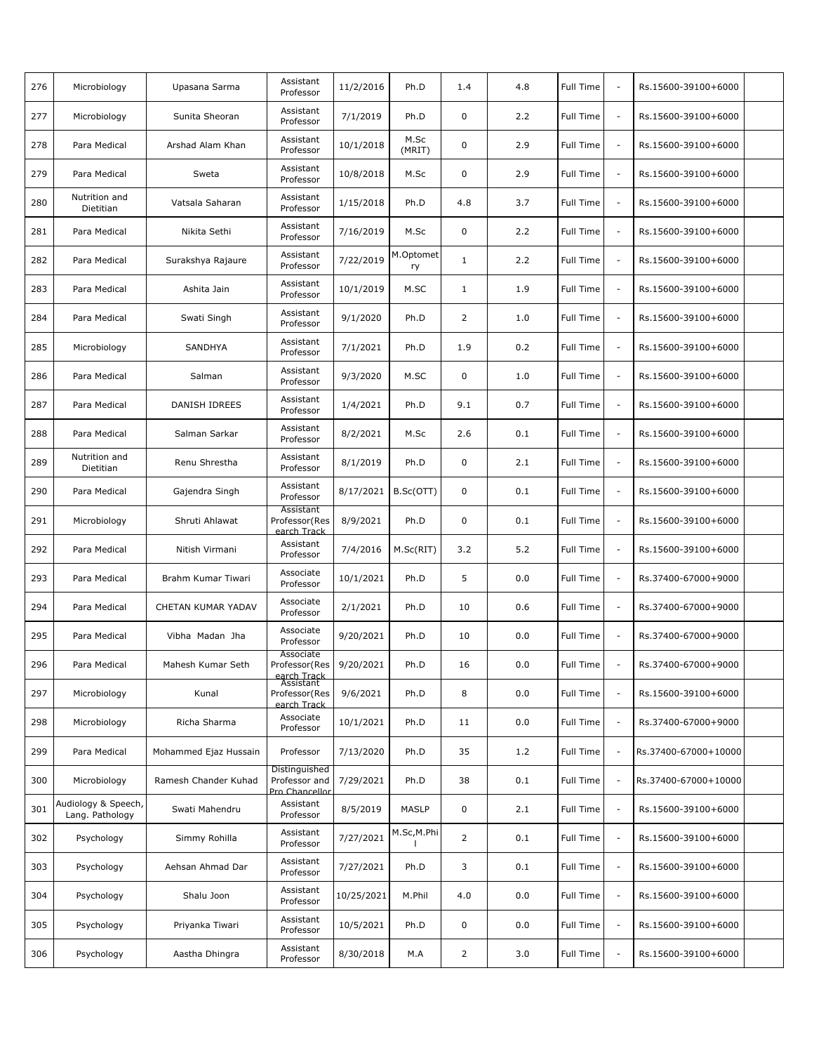| 276 | Microbiology | Upasana Sarma | Assistant Professor | 11/2/2016 | Ph.D | 1.4 | 4.8 | Full Time | - | Rs.15600-39100+6000 | |
|---|---|---|---|---|---|---|---|---|---|---|---|
| 277 | Microbiology | Sunita Sheoran | Assistant Professor | 7/1/2019 | Ph.D | 0 | 2.2 | Full Time | - | Rs.15600-39100+6000 | |
| 278 | Para Medical | Arshad Alam Khan | Assistant Professor | 10/1/2018 | M.Sc (MRIT) | 0 | 2.9 | Full Time | - | Rs.15600-39100+6000 | |
| 279 | Para Medical | Sweta | Assistant Professor | 10/8/2018 | M.Sc | 0 | 2.9 | Full Time | - | Rs.15600-39100+6000 | |
| 280 | Nutrition and Dietitian | Vatsala Saharan | Assistant Professor | 1/15/2018 | Ph.D | 4.8 | 3.7 | Full Time | - | Rs.15600-39100+6000 | |
| 281 | Para Medical | Nikita Sethi | Assistant Professor | 7/16/2019 | M.Sc | 0 | 2.2 | Full Time | - | Rs.15600-39100+6000 | |
| 282 | Para Medical | Surakshya Rajaure | Assistant Professor | 7/22/2019 | M.Optometry | 1 | 2.2 | Full Time | - | Rs.15600-39100+6000 | |
| 283 | Para Medical | Ashita Jain | Assistant Professor | 10/1/2019 | M.SC | 1 | 1.9 | Full Time | - | Rs.15600-39100+6000 | |
| 284 | Para Medical | Swati Singh | Assistant Professor | 9/1/2020 | Ph.D | 2 | 1.0 | Full Time | - | Rs.15600-39100+6000 | |
| 285 | Microbiology | SANDHYA | Assistant Professor | 7/1/2021 | Ph.D | 1.9 | 0.2 | Full Time | - | Rs.15600-39100+6000 | |
| 286 | Para Medical | Salman | Assistant Professor | 9/3/2020 | M.SC | 0 | 1.0 | Full Time | - | Rs.15600-39100+6000 | |
| 287 | Para Medical | DANISH IDREES | Assistant Professor | 1/4/2021 | Ph.D | 9.1 | 0.7 | Full Time | - | Rs.15600-39100+6000 | |
| 288 | Para Medical | Salman Sarkar | Assistant Professor | 8/2/2021 | M.Sc | 2.6 | 0.1 | Full Time | - | Rs.15600-39100+6000 | |
| 289 | Nutrition and Dietitian | Renu Shrestha | Assistant Professor | 8/1/2019 | Ph.D | 0 | 2.1 | Full Time | - | Rs.15600-39100+6000 | |
| 290 | Para Medical | Gajendra Singh | Assistant Professor | 8/17/2021 | B.Sc(OTT) | 0 | 0.1 | Full Time | - | Rs.15600-39100+6000 | |
| 291 | Microbiology | Shruti Ahlawat | Assistant Professor(Research Track | 8/9/2021 | Ph.D | 0 | 0.1 | Full Time | - | Rs.15600-39100+6000 | |
| 292 | Para Medical | Nitish Virmani | Assistant Professor | 7/4/2016 | M.Sc(RIT) | 3.2 | 5.2 | Full Time | - | Rs.15600-39100+6000 | |
| 293 | Para Medical | Brahm Kumar Tiwari | Associate Professor | 10/1/2021 | Ph.D | 5 | 0.0 | Full Time | - | Rs.37400-67000+9000 | |
| 294 | Para Medical | CHETAN KUMAR YADAV | Associate Professor | 2/1/2021 | Ph.D | 10 | 0.6 | Full Time | - | Rs.37400-67000+9000 | |
| 295 | Para Medical | Vibha Madan Jha | Associate Professor | 9/20/2021 | Ph.D | 10 | 0.0 | Full Time | - | Rs.37400-67000+9000 | |
| 296 | Para Medical | Mahesh Kumar Seth | Associate Professor(Research Track | 9/20/2021 | Ph.D | 16 | 0.0 | Full Time | - | Rs.37400-67000+9000 | |
| 297 | Microbiology | Kunal | Assistant Professor(Research Track | 9/6/2021 | Ph.D | 8 | 0.0 | Full Time | - | Rs.15600-39100+6000 | |
| 298 | Microbiology | Richa Sharma | Associate Professor | 10/1/2021 | Ph.D | 11 | 0.0 | Full Time | - | Rs.37400-67000+9000 | |
| 299 | Para Medical | Mohammed Ejaz Hussain | Professor | 7/13/2020 | Ph.D | 35 | 1.2 | Full Time | - | Rs.37400-67000+10000 | |
| 300 | Microbiology | Ramesh Chander Kuhad | Distinguished Professor and Pro Chancellor | 7/29/2021 | Ph.D | 38 | 0.1 | Full Time | - | Rs.37400-67000+10000 | |
| 301 | Audiology & Speech, Lang. Pathology | Swati Mahendru | Assistant Professor | 8/5/2019 | MASLP | 0 | 2.1 | Full Time | - | Rs.15600-39100+6000 | |
| 302 | Psychology | Simmy Rohilla | Assistant Professor | 7/27/2021 | M.Sc,M.Phil | 2 | 0.1 | Full Time | - | Rs.15600-39100+6000 | |
| 303 | Psychology | Aehsan Ahmad Dar | Assistant Professor | 7/27/2021 | Ph.D | 3 | 0.1 | Full Time | - | Rs.15600-39100+6000 | |
| 304 | Psychology | Shalu Joon | Assistant Professor | 10/25/2021 | M.Phil | 4.0 | 0.0 | Full Time | - | Rs.15600-39100+6000 | |
| 305 | Psychology | Priyanka Tiwari | Assistant Professor | 10/5/2021 | Ph.D | 0 | 0.0 | Full Time | - | Rs.15600-39100+6000 | |
| 306 | Psychology | Aastha Dhingra | Assistant Professor | 8/30/2018 | M.A | 2 | 3.0 | Full Time | - | Rs.15600-39100+6000 | |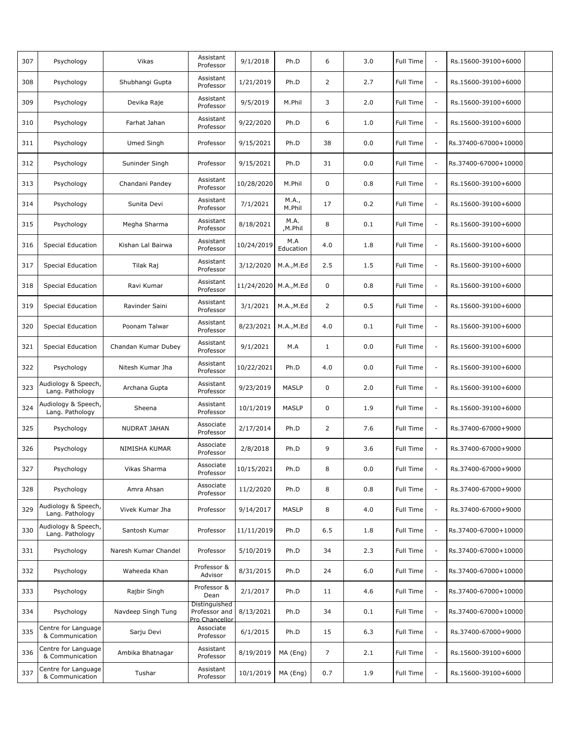| 307 | Psychology | Vikas | Assistant Professor | 9/1/2018 | Ph.D | 6 | 3.0 | Full Time | - | Rs.15600-39100+6000 | |
|---|---|---|---|---|---|---|---|---|---|---|---|
| 308 | Psychology | Shubhangi Gupta | Assistant Professor | 1/21/2019 | Ph.D | 2 | 2.7 | Full Time | - | Rs.15600-39100+6000 | |
| 309 | Psychology | Devika Raje | Assistant Professor | 9/5/2019 | M.Phil | 3 | 2.0 | Full Time | - | Rs.15600-39100+6000 | |
| 310 | Psychology | Farhat Jahan | Assistant Professor | 9/22/2020 | Ph.D | 6 | 1.0 | Full Time | - | Rs.15600-39100+6000 | |
| 311 | Psychology | Umed Singh | Professor | 9/15/2021 | Ph.D | 38 | 0.0 | Full Time | - | Rs.37400-67000+10000 | |
| 312 | Psychology | Suninder Singh | Professor | 9/15/2021 | Ph.D | 31 | 0.0 | Full Time | - | Rs.37400-67000+10000 | |
| 313 | Psychology | Chandani Pandey | Assistant Professor | 10/28/2020 | M.Phil | 0 | 0.8 | Full Time | - | Rs.15600-39100+6000 | |
| 314 | Psychology | Sunita Devi | Assistant Professor | 7/1/2021 | M.A., M.Phil | 17 | 0.2 | Full Time | - | Rs.15600-39100+6000 | |
| 315 | Psychology | Megha Sharma | Assistant Professor | 8/18/2021 | M.A. ,M.Phil | 8 | 0.1 | Full Time | - | Rs.15600-39100+6000 | |
| 316 | Special Education | Kishan Lal Bairwa | Assistant Professor | 10/24/2019 | M.A Education | 4.0 | 1.8 | Full Time | - | Rs.15600-39100+6000 | |
| 317 | Special Education | Tilak Raj | Assistant Professor | 3/12/2020 | M.A.,M.Ed | 2.5 | 1.5 | Full Time | - | Rs.15600-39100+6000 | |
| 318 | Special Education | Ravi Kumar | Assistant Professor | 11/24/2020 | M.A.,M.Ed | 0 | 0.8 | Full Time | - | Rs.15600-39100+6000 | |
| 319 | Special Education | Ravinder Saini | Assistant Professor | 3/1/2021 | M.A.,M.Ed | 2 | 0.5 | Full Time | - | Rs.15600-39100+6000 | |
| 320 | Special Education | Poonam Talwar | Assistant Professor | 8/23/2021 | M.A.,M.Ed | 4.0 | 0.1 | Full Time | - | Rs.15600-39100+6000 | |
| 321 | Special Education | Chandan Kumar Dubey | Assistant Professor | 9/1/2021 | M.A | 1 | 0.0 | Full Time | - | Rs.15600-39100+6000 | |
| 322 | Psychology | Nitesh Kumar Jha | Assistant Professor | 10/22/2021 | Ph.D | 4.0 | 0.0 | Full Time | - | Rs.15600-39100+6000 | |
| 323 | Audiology & Speech, Lang. Pathology | Archana Gupta | Assistant Professor | 9/23/2019 | MASLP | 0 | 2.0 | Full Time | - | Rs.15600-39100+6000 | |
| 324 | Audiology & Speech, Lang. Pathology | Sheena | Assistant Professor | 10/1/2019 | MASLP | 0 | 1.9 | Full Time | - | Rs.15600-39100+6000 | |
| 325 | Psychology | NUDRAT JAHAN | Associate Professor | 2/17/2014 | Ph.D | 2 | 7.6 | Full Time | - | Rs.37400-67000+9000 | |
| 326 | Psychology | NIMISHA KUMAR | Associate Professor | 2/8/2018 | Ph.D | 9 | 3.6 | Full Time | - | Rs.37400-67000+9000 | |
| 327 | Psychology | Vikas Sharma | Associate Professor | 10/15/2021 | Ph.D | 8 | 0.0 | Full Time | - | Rs.37400-67000+9000 | |
| 328 | Psychology | Amra Ahsan | Associate Professor | 11/2/2020 | Ph.D | 8 | 0.8 | Full Time | - | Rs.37400-67000+9000 | |
| 329 | Audiology & Speech, Lang. Pathology | Vivek Kumar Jha | Professor | 9/14/2017 | MASLP | 8 | 4.0 | Full Time | - | Rs.37400-67000+9000 | |
| 330 | Audiology & Speech, Lang. Pathology | Santosh Kumar | Professor | 11/11/2019 | Ph.D | 6.5 | 1.8 | Full Time | - | Rs.37400-67000+10000 | |
| 331 | Psychology | Naresh Kumar Chandel | Professor | 5/10/2019 | Ph.D | 34 | 2.3 | Full Time | - | Rs.37400-67000+10000 | |
| 332 | Psychology | Waheeda Khan | Professor & Advisor | 8/31/2015 | Ph.D | 24 | 6.0 | Full Time | - | Rs.37400-67000+10000 | |
| 333 | Psychology | Rajbir Singh | Professor & Dean | 2/1/2017 | Ph.D | 11 | 4.6 | Full Time | - | Rs.37400-67000+10000 | |
| 334 | Psychology | Navdeep Singh Tung | Distinguished Professor and Pro Chancellor | 8/13/2021 | Ph.D | 34 | 0.1 | Full Time | - | Rs.37400-67000+10000 | |
| 335 | Centre for Language & Communication | Sarju Devi | Associate Professor | 6/1/2015 | Ph.D | 15 | 6.3 | Full Time | - | Rs.37400-67000+9000 | |
| 336 | Centre for Language & Communication | Ambika Bhatnagar | Assistant Professor | 8/19/2019 | MA (Eng) | 7 | 2.1 | Full Time | - | Rs.15600-39100+6000 | |
| 337 | Centre for Language & Communication | Tushar | Assistant Professor | 10/1/2019 | MA (Eng) | 0.7 | 1.9 | Full Time | - | Rs.15600-39100+6000 | |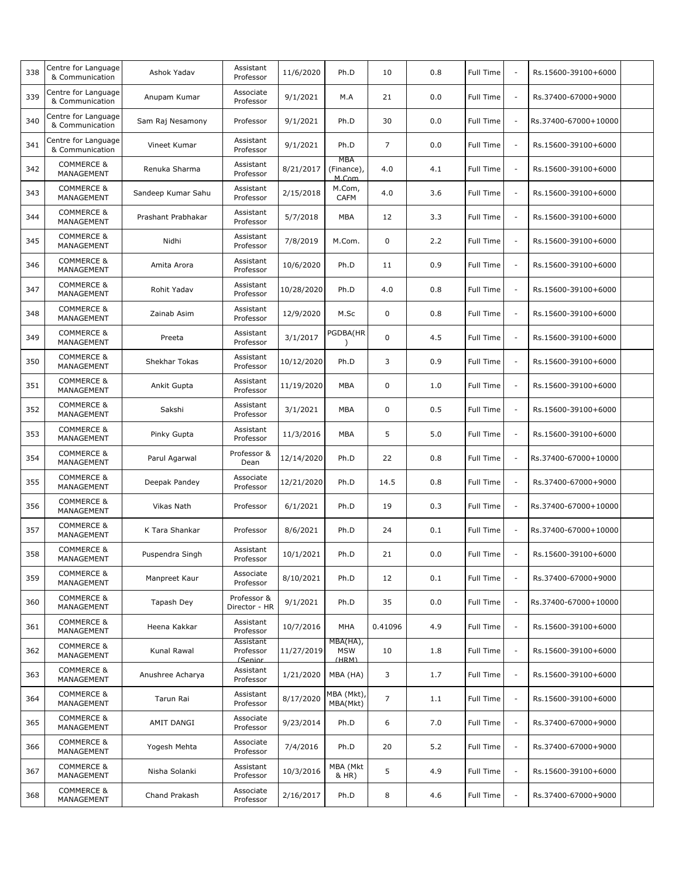| 338 | Centre for Language & Communication | Ashok Yadav | Assistant Professor | 11/6/2020 | Ph.D | 10 | 0.8 | Full Time | - | Rs.15600-39100+6000 | |
|---|---|---|---|---|---|---|---|---|---|---|---|
| 339 | Centre for Language & Communication | Anupam Kumar | Associate Professor | 9/1/2021 | M.A | 21 | 0.0 | Full Time | - | Rs.37400-67000+9000 | |
| 340 | Centre for Language & Communication | Sam Raj Nesamony | Professor | 9/1/2021 | Ph.D | 30 | 0.0 | Full Time | - | Rs.37400-67000+10000 | |
| 341 | Centre for Language & Communication | Vineet Kumar | Assistant Professor | 9/1/2021 | Ph.D | 7 | 0.0 | Full Time | - | Rs.15600-39100+6000 | |
| 342 | COMMERCE & MANAGEMENT | Renuka Sharma | Assistant Professor | 8/21/2017 | MBA (Finance), M.Com | 4.0 | 4.1 | Full Time | - | Rs.15600-39100+6000 | |
| 343 | COMMERCE & MANAGEMENT | Sandeep Kumar Sahu | Assistant Professor | 2/15/2018 | M.Com, CAFM | 4.0 | 3.6 | Full Time | - | Rs.15600-39100+6000 | |
| 344 | COMMERCE & MANAGEMENT | Prashant Prabhakar | Assistant Professor | 5/7/2018 | MBA | 12 | 3.3 | Full Time | - | Rs.15600-39100+6000 | |
| 345 | COMMERCE & MANAGEMENT | Nidhi | Assistant Professor | 7/8/2019 | M.Com. | 0 | 2.2 | Full Time | - | Rs.15600-39100+6000 | |
| 346 | COMMERCE & MANAGEMENT | Amita Arora | Assistant Professor | 10/6/2020 | Ph.D | 11 | 0.9 | Full Time | - | Rs.15600-39100+6000 | |
| 347 | COMMERCE & MANAGEMENT | Rohit Yadav | Assistant Professor | 10/28/2020 | Ph.D | 4.0 | 0.8 | Full Time | - | Rs.15600-39100+6000 | |
| 348 | COMMERCE & MANAGEMENT | Zainab Asim | Assistant Professor | 12/9/2020 | M.Sc | 0 | 0.8 | Full Time | - | Rs.15600-39100+6000 | |
| 349 | COMMERCE & MANAGEMENT | Preeta | Assistant Professor | 3/1/2017 | PGDBA(HR) | 0 | 4.5 | Full Time | - | Rs.15600-39100+6000 | |
| 350 | COMMERCE & MANAGEMENT | Shekhar Tokas | Assistant Professor | 10/12/2020 | Ph.D | 3 | 0.9 | Full Time | - | Rs.15600-39100+6000 | |
| 351 | COMMERCE & MANAGEMENT | Ankit Gupta | Assistant Professor | 11/19/2020 | MBA | 0 | 1.0 | Full Time | - | Rs.15600-39100+6000 | |
| 352 | COMMERCE & MANAGEMENT | Sakshi | Assistant Professor | 3/1/2021 | MBA | 0 | 0.5 | Full Time | - | Rs.15600-39100+6000 | |
| 353 | COMMERCE & MANAGEMENT | Pinky Gupta | Assistant Professor | 11/3/2016 | MBA | 5 | 5.0 | Full Time | - | Rs.15600-39100+6000 | |
| 354 | COMMERCE & MANAGEMENT | Parul Agarwal | Professor & Dean | 12/14/2020 | Ph.D | 22 | 0.8 | Full Time | - | Rs.37400-67000+10000 | |
| 355 | COMMERCE & MANAGEMENT | Deepak Pandey | Associate Professor | 12/21/2020 | Ph.D | 14.5 | 0.8 | Full Time | - | Rs.37400-67000+9000 | |
| 356 | COMMERCE & MANAGEMENT | Vikas Nath | Professor | 6/1/2021 | Ph.D | 19 | 0.3 | Full Time | - | Rs.37400-67000+10000 | |
| 357 | COMMERCE & MANAGEMENT | K Tara Shankar | Professor | 8/6/2021 | Ph.D | 24 | 0.1 | Full Time | - | Rs.37400-67000+10000 | |
| 358 | COMMERCE & MANAGEMENT | Puspendra Singh | Assistant Professor | 10/1/2021 | Ph.D | 21 | 0.0 | Full Time | - | Rs.15600-39100+6000 | |
| 359 | COMMERCE & MANAGEMENT | Manpreet Kaur | Associate Professor | 8/10/2021 | Ph.D | 12 | 0.1 | Full Time | - | Rs.37400-67000+9000 | |
| 360 | COMMERCE & MANAGEMENT | Tapash Dey | Professor & Director - HR | 9/1/2021 | Ph.D | 35 | 0.0 | Full Time | - | Rs.37400-67000+10000 | |
| 361 | COMMERCE & MANAGEMENT | Heena Kakkar | Assistant Professor | 10/7/2016 | MHA | 0.41096 | 4.9 | Full Time | - | Rs.15600-39100+6000 | |
| 362 | COMMERCE & MANAGEMENT | Kunal Rawal | Assistant Professor (Senior | 11/27/2019 | MBA(HA), MSW (HRM) | 10 | 1.8 | Full Time | - | Rs.15600-39100+6000 | |
| 363 | COMMERCE & MANAGEMENT | Anushree Acharya | Assistant Professor | 1/21/2020 | MBA (HA) | 3 | 1.7 | Full Time | - | Rs.15600-39100+6000 | |
| 364 | COMMERCE & MANAGEMENT | Tarun Rai | Assistant Professor | 8/17/2020 | MBA (Mkt), MBA(Mkt) | 7 | 1.1 | Full Time | - | Rs.15600-39100+6000 | |
| 365 | COMMERCE & MANAGEMENT | AMIT DANGI | Associate Professor | 9/23/2014 | Ph.D | 6 | 7.0 | Full Time | - | Rs.37400-67000+9000 | |
| 366 | COMMERCE & MANAGEMENT | Yogesh Mehta | Associate Professor | 7/4/2016 | Ph.D | 20 | 5.2 | Full Time | - | Rs.37400-67000+9000 | |
| 367 | COMMERCE & MANAGEMENT | Nisha Solanki | Assistant Professor | 10/3/2016 | MBA (Mkt & HR) | 5 | 4.9 | Full Time | - | Rs.15600-39100+6000 | |
| 368 | COMMERCE & MANAGEMENT | Chand Prakash | Associate Professor | 2/16/2017 | Ph.D | 8 | 4.6 | Full Time | - | Rs.37400-67000+9000 | |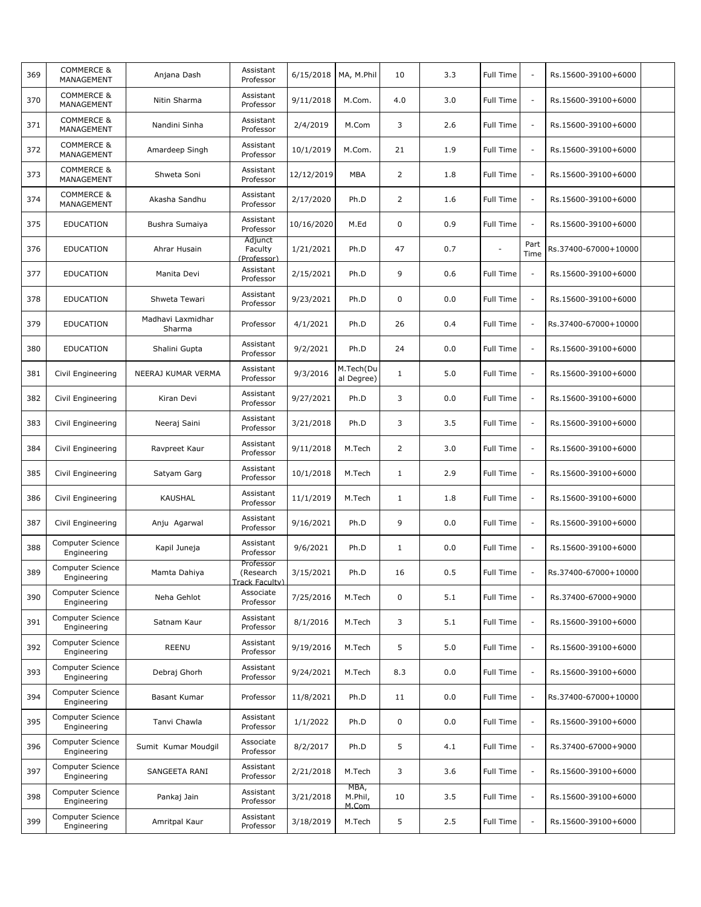| 369 | COMMERCE & MANAGEMENT | Anjana Dash | Assistant Professor | 6/15/2018 | MA, M.Phil | 10 | 3.3 | Full Time | - | Rs.15600-39100+6000 | |
|---|---|---|---|---|---|---|---|---|---|---|---|
| 370 | COMMERCE & MANAGEMENT | Nitin Sharma | Assistant Professor | 9/11/2018 | M.Com. | 4.0 | 3.0 | Full Time | - | Rs.15600-39100+6000 | |
| 371 | COMMERCE & MANAGEMENT | Nandini Sinha | Assistant Professor | 2/4/2019 | M.Com | 3 | 2.6 | Full Time | - | Rs.15600-39100+6000 | |
| 372 | COMMERCE & MANAGEMENT | Amardeep Singh | Assistant Professor | 10/1/2019 | M.Com. | 21 | 1.9 | Full Time | - | Rs.15600-39100+6000 | |
| 373 | COMMERCE & MANAGEMENT | Shweta Soni | Assistant Professor | 12/12/2019 | MBA | 2 | 1.8 | Full Time | - | Rs.15600-39100+6000 | |
| 374 | COMMERCE & MANAGEMENT | Akasha Sandhu | Assistant Professor | 2/17/2020 | Ph.D | 2 | 1.6 | Full Time | - | Rs.15600-39100+6000 | |
| 375 | EDUCATION | Bushra Sumaiya | Assistant Professor | 10/16/2020 | M.Ed | 0 | 0.9 | Full Time | - | Rs.15600-39100+6000 | |
| 376 | EDUCATION | Ahrar Husain | Adjunct Faculty (Professor) | 1/21/2021 | Ph.D | 47 | 0.7 | - | Part Time | Rs.37400-67000+10000 | |
| 377 | EDUCATION | Manita Devi | Assistant Professor | 2/15/2021 | Ph.D | 9 | 0.6 | Full Time | - | Rs.15600-39100+6000 | |
| 378 | EDUCATION | Shweta Tewari | Assistant Professor | 9/23/2021 | Ph.D | 0 | 0.0 | Full Time | - | Rs.15600-39100+6000 | |
| 379 | EDUCATION | Madhavi Laxmidhar Sharma | Professor | 4/1/2021 | Ph.D | 26 | 0.4 | Full Time | - | Rs.37400-67000+10000 | |
| 380 | EDUCATION | Shalini Gupta | Assistant Professor | 9/2/2021 | Ph.D | 24 | 0.0 | Full Time | - | Rs.15600-39100+6000 | |
| 381 | Civil Engineering | NEERAJ KUMAR VERMA | Assistant Professor | 9/3/2016 | M.Tech(Dual Degree) | 1 | 5.0 | Full Time | - | Rs.15600-39100+6000 | |
| 382 | Civil Engineering | Kiran Devi | Assistant Professor | 9/27/2021 | Ph.D | 3 | 0.0 | Full Time | - | Rs.15600-39100+6000 | |
| 383 | Civil Engineering | Neeraj Saini | Assistant Professor | 3/21/2018 | Ph.D | 3 | 3.5 | Full Time | - | Rs.15600-39100+6000 | |
| 384 | Civil Engineering | Ravpreet Kaur | Assistant Professor | 9/11/2018 | M.Tech | 2 | 3.0 | Full Time | - | Rs.15600-39100+6000 | |
| 385 | Civil Engineering | Satyam Garg | Assistant Professor | 10/1/2018 | M.Tech | 1 | 2.9 | Full Time | - | Rs.15600-39100+6000 | |
| 386 | Civil Engineering | KAUSHAL | Assistant Professor | 11/1/2019 | M.Tech | 1 | 1.8 | Full Time | - | Rs.15600-39100+6000 | |
| 387 | Civil Engineering | Anju Agarwal | Assistant Professor | 9/16/2021 | Ph.D | 9 | 0.0 | Full Time | - | Rs.15600-39100+6000 | |
| 388 | Computer Science Engineering | Kapil Juneja | Assistant Professor | 9/6/2021 | Ph.D | 1 | 0.0 | Full Time | - | Rs.15600-39100+6000 | |
| 389 | Computer Science Engineering | Mamta Dahiya | Professor (Research Track Faculty) | 3/15/2021 | Ph.D | 16 | 0.5 | Full Time | - | Rs.37400-67000+10000 | |
| 390 | Computer Science Engineering | Neha Gehlot | Associate Professor | 7/25/2016 | M.Tech | 0 | 5.1 | Full Time | - | Rs.37400-67000+9000 | |
| 391 | Computer Science Engineering | Satnam Kaur | Assistant Professor | 8/1/2016 | M.Tech | 3 | 5.1 | Full Time | - | Rs.15600-39100+6000 | |
| 392 | Computer Science Engineering | REENU | Assistant Professor | 9/19/2016 | M.Tech | 5 | 5.0 | Full Time | - | Rs.15600-39100+6000 | |
| 393 | Computer Science Engineering | Debraj Ghorh | Assistant Professor | 9/24/2021 | M.Tech | 8.3 | 0.0 | Full Time | - | Rs.15600-39100+6000 | |
| 394 | Computer Science Engineering | Basant Kumar | Professor | 11/8/2021 | Ph.D | 11 | 0.0 | Full Time | - | Rs.37400-67000+10000 | |
| 395 | Computer Science Engineering | Tanvi Chawla | Assistant Professor | 1/1/2022 | Ph.D | 0 | 0.0 | Full Time | - | Rs.15600-39100+6000 | |
| 396 | Computer Science Engineering | Sumit Kumar Moudgil | Associate Professor | 8/2/2017 | Ph.D | 5 | 4.1 | Full Time | - | Rs.37400-67000+9000 | |
| 397 | Computer Science Engineering | SANGEETA RANI | Assistant Professor | 2/21/2018 | M.Tech | 3 | 3.6 | Full Time | - | Rs.15600-39100+6000 | |
| 398 | Computer Science Engineering | Pankaj Jain | Assistant Professor | 3/21/2018 | MBA, M.Phil, M.Com | 10 | 3.5 | Full Time | - | Rs.15600-39100+6000 | |
| 399 | Computer Science Engineering | Amritpal Kaur | Assistant Professor | 3/18/2019 | M.Tech | 5 | 2.5 | Full Time | - | Rs.15600-39100+6000 | |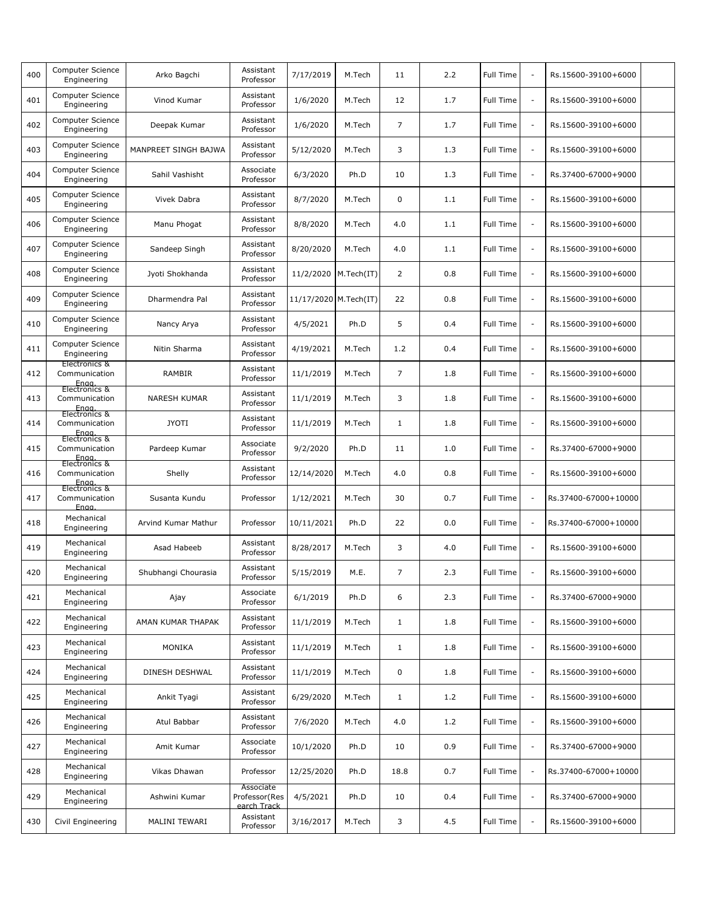| | | | | | | | | | | | |
|---|---|---|---|---|---|---|---|---|---|---|---|
| 400 | Computer Science Engineering | Arko Bagchi | Assistant Professor | 7/17/2019 | M.Tech | 11 | 2.2 | Full Time | - | Rs.15600-39100+6000 | |
| 401 | Computer Science Engineering | Vinod Kumar | Assistant Professor | 1/6/2020 | M.Tech | 12 | 1.7 | Full Time | - | Rs.15600-39100+6000 | |
| 402 | Computer Science Engineering | Deepak Kumar | Assistant Professor | 1/6/2020 | M.Tech | 7 | 1.7 | Full Time | - | Rs.15600-39100+6000 | |
| 403 | Computer Science Engineering | MANPREET SINGH BAJWA | Assistant Professor | 5/12/2020 | M.Tech | 3 | 1.3 | Full Time | - | Rs.15600-39100+6000 | |
| 404 | Computer Science Engineering | Sahil Vashisht | Associate Professor | 6/3/2020 | Ph.D | 10 | 1.3 | Full Time | - | Rs.37400-67000+9000 | |
| 405 | Computer Science Engineering | Vivek Dabra | Assistant Professor | 8/7/2020 | M.Tech | 0 | 1.1 | Full Time | - | Rs.15600-39100+6000 | |
| 406 | Computer Science Engineering | Manu Phogat | Assistant Professor | 8/8/2020 | M.Tech | 4.0 | 1.1 | Full Time | - | Rs.15600-39100+6000 | |
| 407 | Computer Science Engineering | Sandeep Singh | Assistant Professor | 8/20/2020 | M.Tech | 4.0 | 1.1 | Full Time | - | Rs.15600-39100+6000 | |
| 408 | Computer Science Engineering | Jyoti Shokhanda | Assistant Professor | 11/2/2020 | M.Tech(IT) | 2 | 0.8 | Full Time | - | Rs.15600-39100+6000 | |
| 409 | Computer Science Engineering | Dharmendra Pal | Assistant Professor | 11/17/2020 | M.Tech(IT) | 22 | 0.8 | Full Time | - | Rs.15600-39100+6000 | |
| 410 | Computer Science Engineering | Nancy Arya | Assistant Professor | 4/5/2021 | Ph.D | 5 | 0.4 | Full Time | - | Rs.15600-39100+6000 | |
| 411 | Computer Science Engineering | Nitin Sharma | Assistant Professor | 4/19/2021 | M.Tech | 1.2 | 0.4 | Full Time | - | Rs.15600-39100+6000 | |
| 412 | Electronics & Communication Engg. | RAMBIR | Assistant Professor | 11/1/2019 | M.Tech | 7 | 1.8 | Full Time | - | Rs.15600-39100+6000 | |
| 413 | Electronics & Communication Engg. | NARESH KUMAR | Assistant Professor | 11/1/2019 | M.Tech | 3 | 1.8 | Full Time | - | Rs.15600-39100+6000 | |
| 414 | Electronics & Communication Engg. | JYOTI | Assistant Professor | 11/1/2019 | M.Tech | 1 | 1.8 | Full Time | - | Rs.15600-39100+6000 | |
| 415 | Electronics & Communication Engg. | Pardeep Kumar | Associate Professor | 9/2/2020 | Ph.D | 11 | 1.0 | Full Time | - | Rs.37400-67000+9000 | |
| 416 | Electronics & Communication Engg. | Shelly | Assistant Professor | 12/14/2020 | M.Tech | 4.0 | 0.8 | Full Time | - | Rs.15600-39100+6000 | |
| 417 | Electronics & Communication Engg. | Susanta Kundu | Professor | 1/12/2021 | M.Tech | 30 | 0.7 | Full Time | - | Rs.37400-67000+10000 | |
| 418 | Mechanical Engineering | Arvind Kumar Mathur | Professor | 10/11/2021 | Ph.D | 22 | 0.0 | Full Time | - | Rs.37400-67000+10000 | |
| 419 | Mechanical Engineering | Asad Habeeb | Assistant Professor | 8/28/2017 | M.Tech | 3 | 4.0 | Full Time | - | Rs.15600-39100+6000 | |
| 420 | Mechanical Engineering | Shubhangi Chourasia | Assistant Professor | 5/15/2019 | M.E. | 7 | 2.3 | Full Time | - | Rs.15600-39100+6000 | |
| 421 | Mechanical Engineering | Ajay | Associate Professor | 6/1/2019 | Ph.D | 6 | 2.3 | Full Time | - | Rs.37400-67000+9000 | |
| 422 | Mechanical Engineering | AMAN KUMAR THAPAK | Assistant Professor | 11/1/2019 | M.Tech | 1 | 1.8 | Full Time | - | Rs.15600-39100+6000 | |
| 423 | Mechanical Engineering | MONIKA | Assistant Professor | 11/1/2019 | M.Tech | 1 | 1.8 | Full Time | - | Rs.15600-39100+6000 | |
| 424 | Mechanical Engineering | DINESH DESHWAL | Assistant Professor | 11/1/2019 | M.Tech | 0 | 1.8 | Full Time | - | Rs.15600-39100+6000 | |
| 425 | Mechanical Engineering | Ankit Tyagi | Assistant Professor | 6/29/2020 | M.Tech | 1 | 1.2 | Full Time | - | Rs.15600-39100+6000 | |
| 426 | Mechanical Engineering | Atul Babbar | Assistant Professor | 7/6/2020 | M.Tech | 4.0 | 1.2 | Full Time | - | Rs.15600-39100+6000 | |
| 427 | Mechanical Engineering | Amit Kumar | Associate Professor | 10/1/2020 | Ph.D | 10 | 0.9 | Full Time | - | Rs.37400-67000+9000 | |
| 428 | Mechanical Engineering | Vikas Dhawan | Professor | 12/25/2020 | Ph.D | 18.8 | 0.7 | Full Time | - | Rs.37400-67000+10000 | |
| 429 | Mechanical Engineering | Ashwini Kumar | Associate Professor(Research Track | 4/5/2021 | Ph.D | 10 | 0.4 | Full Time | - | Rs.37400-67000+9000 | |
| 430 | Civil Engineering | MALINI TEWARI | Assistant Professor | 3/16/2017 | M.Tech | 3 | 4.5 | Full Time | - | Rs.15600-39100+6000 | |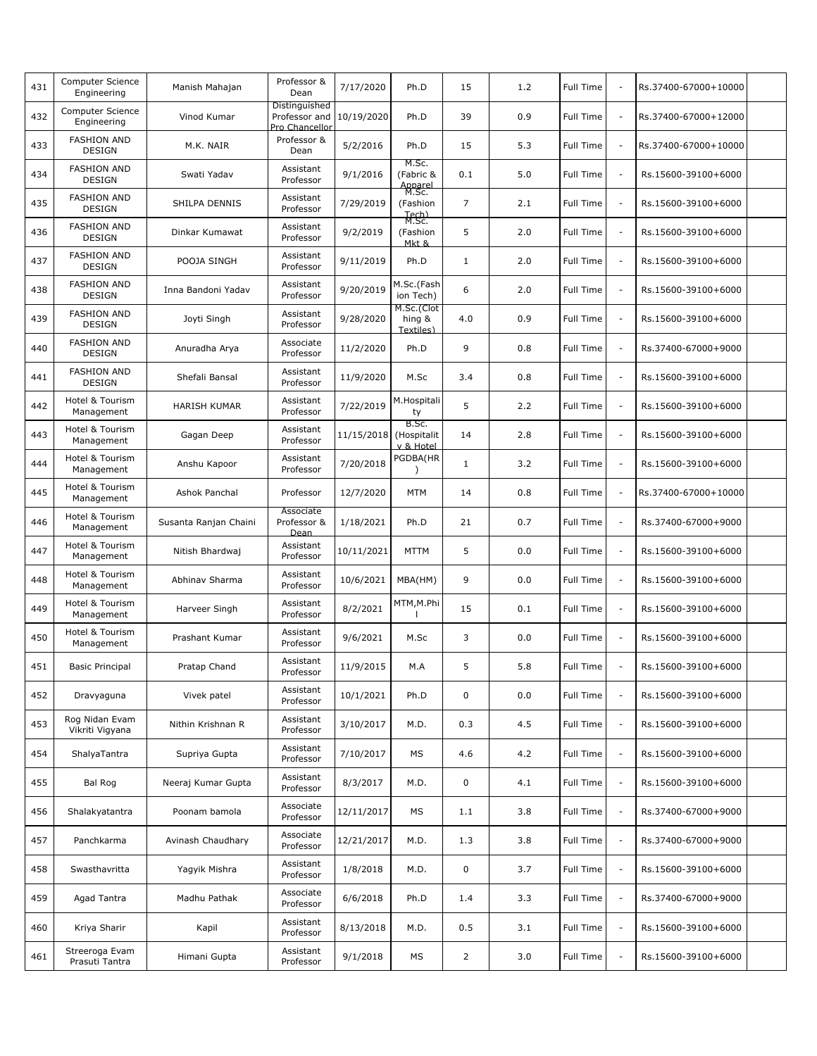| 431 | Computer Science Engineering | Manish Mahajan | Professor & Dean | 7/17/2020 | Ph.D | 15 | 1.2 | Full Time | - | Rs.37400-67000+10000 | |
|---|---|---|---|---|---|---|---|---|---|---|---|
| 432 | Computer Science Engineering | Vinod Kumar | Distinguished Professor and Pro Chancellor | 10/19/2020 | Ph.D | 39 | 0.9 | Full Time | - | Rs.37400-67000+12000 | |
| 433 | FASHION AND DESIGN | M.K. NAIR | Professor & Dean | 5/2/2016 | Ph.D | 15 | 5.3 | Full Time | - | Rs.37400-67000+10000 | |
| 434 | FASHION AND DESIGN | Swati Yadav | Assistant Professor | 9/1/2016 | M.Sc. (Fabric & Apparel | 0.1 | 5.0 | Full Time | - | Rs.15600-39100+6000 | |
| 435 | FASHION AND DESIGN | SHILPA DENNIS | Assistant Professor | 7/29/2019 | M.Sc. (Fashion Tech) | 7 | 2.1 | Full Time | - | Rs.15600-39100+6000 | |
| 436 | FASHION AND DESIGN | Dinkar Kumawat | Assistant Professor | 9/2/2019 | M.Sc. (Fashion Mkt & | 5 | 2.0 | Full Time | - | Rs.15600-39100+6000 | |
| 437 | FASHION AND DESIGN | POOJA SINGH | Assistant Professor | 9/11/2019 | Ph.D | 1 | 2.0 | Full Time | - | Rs.15600-39100+6000 | |
| 438 | FASHION AND DESIGN | Inna Bandoni Yadav | Assistant Professor | 9/20/2019 | M.Sc.(Fashion Tech) | 6 | 2.0 | Full Time | - | Rs.15600-39100+6000 | |
| 439 | FASHION AND DESIGN | Joyti Singh | Assistant Professor | 9/28/2020 | M.Sc.(Clothing & Textiles) | 4.0 | 0.9 | Full Time | - | Rs.15600-39100+6000 | |
| 440 | FASHION AND DESIGN | Anuradha Arya | Associate Professor | 11/2/2020 | Ph.D | 9 | 0.8 | Full Time | - | Rs.37400-67000+9000 | |
| 441 | FASHION AND DESIGN | Shefali Bansal | Assistant Professor | 11/9/2020 | M.Sc | 3.4 | 0.8 | Full Time | - | Rs.15600-39100+6000 | |
| 442 | Hotel & Tourism Management | HARISH KUMAR | Assistant Professor | 7/22/2019 | M.Hospitality | 5 | 2.2 | Full Time | - | Rs.15600-39100+6000 | |
| 443 | Hotel & Tourism Management | Gagan Deep | Assistant Professor | 11/15/2018 | B.Sc. (Hospitality & Hotel | 14 | 2.8 | Full Time | - | Rs.15600-39100+6000 | |
| 444 | Hotel & Tourism Management | Anshu Kapoor | Assistant Professor | 7/20/2018 | PGDBA(HR) | 1 | 3.2 | Full Time | - | Rs.15600-39100+6000 | |
| 445 | Hotel & Tourism Management | Ashok Panchal | Professor | 12/7/2020 | MTM | 14 | 0.8 | Full Time | - | Rs.37400-67000+10000 | |
| 446 | Hotel & Tourism Management | Susanta Ranjan Chaini | Associate Professor & Dean | 1/18/2021 | Ph.D | 21 | 0.7 | Full Time | - | Rs.37400-67000+9000 | |
| 447 | Hotel & Tourism Management | Nitish Bhardwaj | Assistant Professor | 10/11/2021 | MTTM | 5 | 0.0 | Full Time | - | Rs.15600-39100+6000 | |
| 448 | Hotel & Tourism Management | Abhinav Sharma | Assistant Professor | 10/6/2021 | MBA(HM) | 9 | 0.0 | Full Time | - | Rs.15600-39100+6000 | |
| 449 | Hotel & Tourism Management | Harveer Singh | Assistant Professor | 8/2/2021 | MTM,M.Phil | 15 | 0.1 | Full Time | - | Rs.15600-39100+6000 | |
| 450 | Hotel & Tourism Management | Prashant Kumar | Assistant Professor | 9/6/2021 | M.Sc | 3 | 0.0 | Full Time | - | Rs.15600-39100+6000 | |
| 451 | Basic Principal | Pratap Chand | Assistant Professor | 11/9/2015 | M.A | 5 | 5.8 | Full Time | - | Rs.15600-39100+6000 | |
| 452 | Dravyaguna | Vivek patel | Assistant Professor | 10/1/2021 | Ph.D | 0 | 0.0 | Full Time | - | Rs.15600-39100+6000 | |
| 453 | Rog Nidan Evam Vikriti Vigyana | Nithin Krishnan R | Assistant Professor | 3/10/2017 | M.D. | 0.3 | 4.5 | Full Time | - | Rs.15600-39100+6000 | |
| 454 | ShalyaTantra | Supriya Gupta | Assistant Professor | 7/10/2017 | MS | 4.6 | 4.2 | Full Time | - | Rs.15600-39100+6000 | |
| 455 | Bal Rog | Neeraj Kumar Gupta | Assistant Professor | 8/3/2017 | M.D. | 0 | 4.1 | Full Time | - | Rs.15600-39100+6000 | |
| 456 | Shalakyatantra | Poonam bamola | Associate Professor | 12/11/2017 | MS | 1.1 | 3.8 | Full Time | - | Rs.37400-67000+9000 | |
| 457 | Panchkarma | Avinash Chaudhary | Associate Professor | 12/21/2017 | M.D. | 1.3 | 3.8 | Full Time | - | Rs.37400-67000+9000 | |
| 458 | Swasthavritta | Yagyik Mishra | Assistant Professor | 1/8/2018 | M.D. | 0 | 3.7 | Full Time | - | Rs.15600-39100+6000 | |
| 459 | Agad Tantra | Madhu Pathak | Associate Professor | 6/6/2018 | Ph.D | 1.4 | 3.3 | Full Time | - | Rs.37400-67000+9000 | |
| 460 | Kriya Sharir | Kapil | Assistant Professor | 8/13/2018 | M.D. | 0.5 | 3.1 | Full Time | - | Rs.15600-39100+6000 | |
| 461 | Streeroga Evam Prasuti Tantra | Himani Gupta | Assistant Professor | 9/1/2018 | MS | 2 | 3.0 | Full Time | - | Rs.15600-39100+6000 | |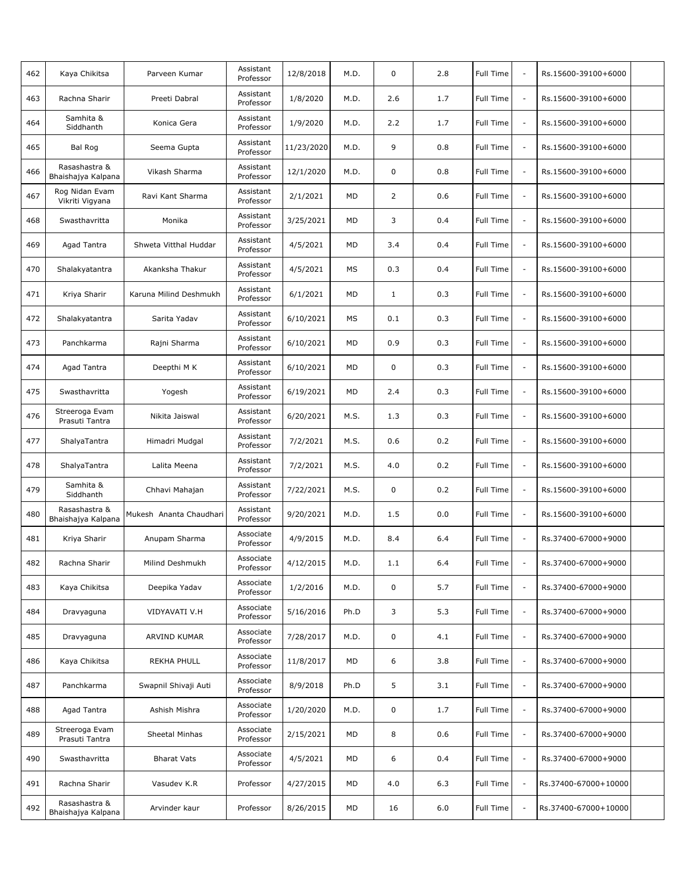| 462 | Kaya Chikitsa | Parveen Kumar | Assistant Professor | 12/8/2018 | M.D. | 0 | 2.8 | Full Time | - | Rs.15600-39100+6000 | |
|---|---|---|---|---|---|---|---|---|---|---|---|
| 463 | Rachna Sharir | Preeti Dabral | Assistant Professor | 1/8/2020 | M.D. | 2.6 | 1.7 | Full Time | - | Rs.15600-39100+6000 | |
| 464 | Samhita & Siddhanth | Konica Gera | Assistant Professor | 1/9/2020 | M.D. | 2.2 | 1.7 | Full Time | - | Rs.15600-39100+6000 | |
| 465 | Bal Rog | Seema Gupta | Assistant Professor | 11/23/2020 | M.D. | 9 | 0.8 | Full Time | - | Rs.15600-39100+6000 | |
| 466 | Rasashastra & Bhaishajya Kalpana | Vikash Sharma | Assistant Professor | 12/1/2020 | M.D. | 0 | 0.8 | Full Time | - | Rs.15600-39100+6000 | |
| 467 | Rog Nidan Evam Vikriti Vigyana | Ravi Kant Sharma | Assistant Professor | 2/1/2021 | MD | 2 | 0.6 | Full Time | - | Rs.15600-39100+6000 | |
| 468 | Swasthavritta | Monika | Assistant Professor | 3/25/2021 | MD | 3 | 0.4 | Full Time | - | Rs.15600-39100+6000 | |
| 469 | Agad Tantra | Shweta Vitthal Huddar | Assistant Professor | 4/5/2021 | MD | 3.4 | 0.4 | Full Time | - | Rs.15600-39100+6000 | |
| 470 | Shalakyatantra | Akanksha Thakur | Assistant Professor | 4/5/2021 | MS | 0.3 | 0.4 | Full Time | - | Rs.15600-39100+6000 | |
| 471 | Kriya Sharir | Karuna Milind Deshmukh | Assistant Professor | 6/1/2021 | MD | 1 | 0.3 | Full Time | - | Rs.15600-39100+6000 | |
| 472 | Shalakyatantra | Sarita Yadav | Assistant Professor | 6/10/2021 | MS | 0.1 | 0.3 | Full Time | - | Rs.15600-39100+6000 | |
| 473 | Panchkarma | Rajni Sharma | Assistant Professor | 6/10/2021 | MD | 0.9 | 0.3 | Full Time | - | Rs.15600-39100+6000 | |
| 474 | Agad Tantra | Deepthi M K | Assistant Professor | 6/10/2021 | MD | 0 | 0.3 | Full Time | - | Rs.15600-39100+6000 | |
| 475 | Swasthavritta | Yogesh | Assistant Professor | 6/19/2021 | MD | 2.4 | 0.3 | Full Time | - | Rs.15600-39100+6000 | |
| 476 | Streeroga Evam Prasuti Tantra | Nikita Jaiswal | Assistant Professor | 6/20/2021 | M.S. | 1.3 | 0.3 | Full Time | - | Rs.15600-39100+6000 | |
| 477 | ShalyaTantra | Himadri Mudgal | Assistant Professor | 7/2/2021 | M.S. | 0.6 | 0.2 | Full Time | - | Rs.15600-39100+6000 | |
| 478 | ShalyaTantra | Lalita Meena | Assistant Professor | 7/2/2021 | M.S. | 4.0 | 0.2 | Full Time | - | Rs.15600-39100+6000 | |
| 479 | Samhita & Siddhanth | Chhavi Mahajan | Assistant Professor | 7/22/2021 | M.S. | 0 | 0.2 | Full Time | - | Rs.15600-39100+6000 | |
| 480 | Rasashastra & Bhaishajya Kalpana | Mukesh Ananta Chaudhari | Assistant Professor | 9/20/2021 | M.D. | 1.5 | 0.0 | Full Time | - | Rs.15600-39100+6000 | |
| 481 | Kriya Sharir | Anupam Sharma | Associate Professor | 4/9/2015 | M.D. | 8.4 | 6.4 | Full Time | - | Rs.37400-67000+9000 | |
| 482 | Rachna Sharir | Milind Deshmukh | Associate Professor | 4/12/2015 | M.D. | 1.1 | 6.4 | Full Time | - | Rs.37400-67000+9000 | |
| 483 | Kaya Chikitsa | Deepika Yadav | Associate Professor | 1/2/2016 | M.D. | 0 | 5.7 | Full Time | - | Rs.37400-67000+9000 | |
| 484 | Dravyaguna | VIDYAVATI V.H | Associate Professor | 5/16/2016 | Ph.D | 3 | 5.3 | Full Time | - | Rs.37400-67000+9000 | |
| 485 | Dravyaguna | ARVIND KUMAR | Associate Professor | 7/28/2017 | M.D. | 0 | 4.1 | Full Time | - | Rs.37400-67000+9000 | |
| 486 | Kaya Chikitsa | REKHA PHULL | Associate Professor | 11/8/2017 | MD | 6 | 3.8 | Full Time | - | Rs.37400-67000+9000 | |
| 487 | Panchkarma | Swapnil Shivaji Auti | Associate Professor | 8/9/2018 | Ph.D | 5 | 3.1 | Full Time | - | Rs.37400-67000+9000 | |
| 488 | Agad Tantra | Ashish Mishra | Associate Professor | 1/20/2020 | M.D. | 0 | 1.7 | Full Time | - | Rs.37400-67000+9000 | |
| 489 | Streeroga Evam Prasuti Tantra | Sheetal Minhas | Associate Professor | 2/15/2021 | MD | 8 | 0.6 | Full Time | - | Rs.37400-67000+9000 | |
| 490 | Swasthavritta | Bharat Vats | Associate Professor | 4/5/2021 | MD | 6 | 0.4 | Full Time | - | Rs.37400-67000+9000 | |
| 491 | Rachna Sharir | Vasudev K.R | Professor | 4/27/2015 | MD | 4.0 | 6.3 | Full Time | - | Rs.37400-67000+10000 | |
| 492 | Rasashastra & Bhaishajya Kalpana | Arvinder kaur | Professor | 8/26/2015 | MD | 16 | 6.0 | Full Time | - | Rs.37400-67000+10000 | |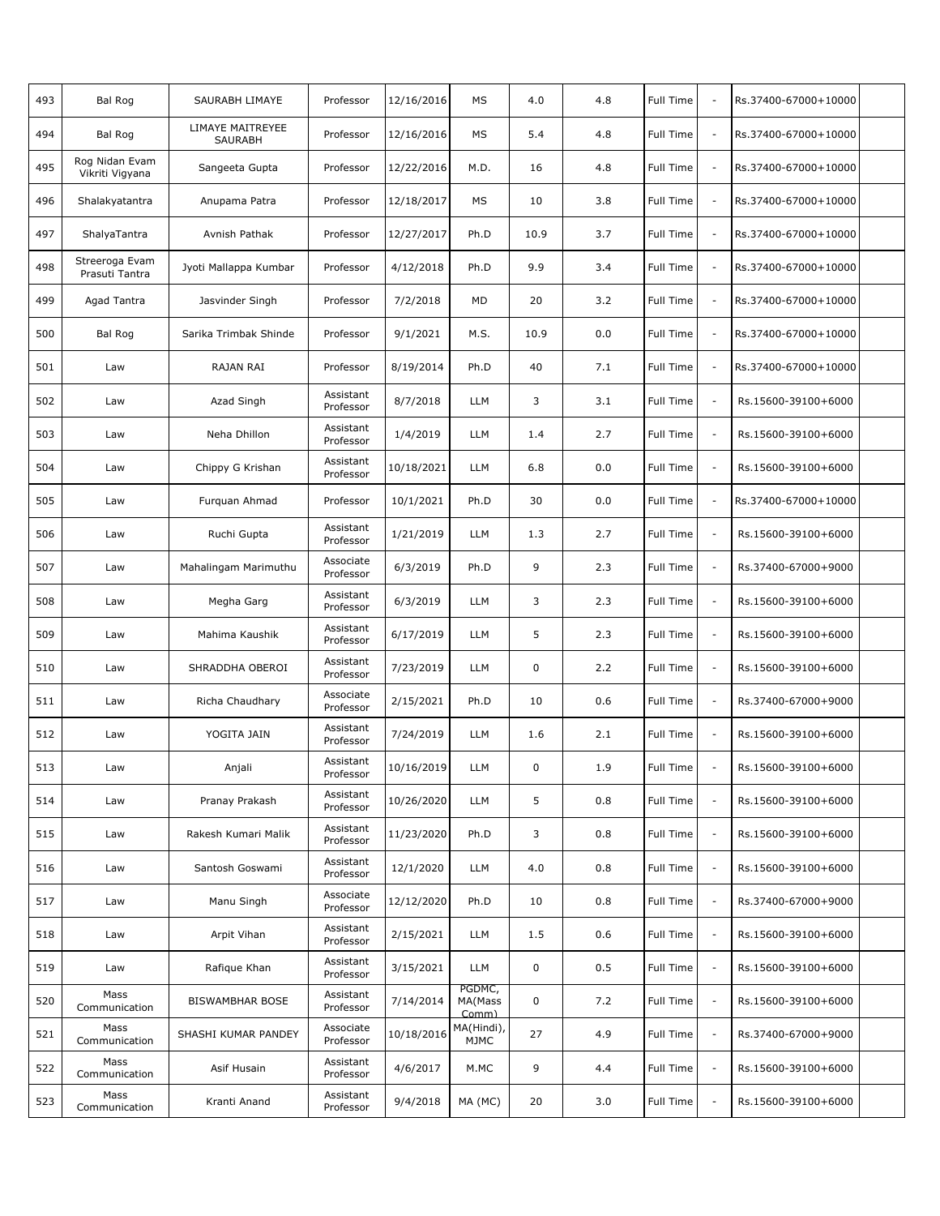| 493 | Bal Rog | SAURABH LIMAYE | Professor | 12/16/2016 | MS | 4.0 | 4.8 | Full Time | - | Rs.37400-67000+10000 | |
|---|---|---|---|---|---|---|---|---|---|---|---|
| 494 | Bal Rog | LIMAYE MAITREYEE SAURABH | Professor | 12/16/2016 | MS | 5.4 | 4.8 | Full Time | - | Rs.37400-67000+10000 | |
| 495 | Rog Nidan Evam Vikriti Vigyana | Sangeeta Gupta | Professor | 12/22/2016 | M.D. | 16 | 4.8 | Full Time | - | Rs.37400-67000+10000 | |
| 496 | Shalakyatantra | Anupama Patra | Professor | 12/18/2017 | MS | 10 | 3.8 | Full Time | - | Rs.37400-67000+10000 | |
| 497 | ShalyaTantra | Avnish Pathak | Professor | 12/27/2017 | Ph.D | 10.9 | 3.7 | Full Time | - | Rs.37400-67000+10000 | |
| 498 | Streeroga Evam Prasuti Tantra | Jyoti Mallappa Kumbar | Professor | 4/12/2018 | Ph.D | 9.9 | 3.4 | Full Time | - | Rs.37400-67000+10000 | |
| 499 | Agad Tantra | Jasvinder Singh | Professor | 7/2/2018 | MD | 20 | 3.2 | Full Time | - | Rs.37400-67000+10000 | |
| 500 | Bal Rog | Sarika Trimbak Shinde | Professor | 9/1/2021 | M.S. | 10.9 | 0.0 | Full Time | - | Rs.37400-67000+10000 | |
| 501 | Law | RAJAN RAI | Professor | 8/19/2014 | Ph.D | 40 | 7.1 | Full Time | - | Rs.37400-67000+10000 | |
| 502 | Law | Azad Singh | Assistant Professor | 8/7/2018 | LLM | 3 | 3.1 | Full Time | - | Rs.15600-39100+6000 | |
| 503 | Law | Neha Dhillon | Assistant Professor | 1/4/2019 | LLM | 1.4 | 2.7 | Full Time | - | Rs.15600-39100+6000 | |
| 504 | Law | Chippy G Krishan | Assistant Professor | 10/18/2021 | LLM | 6.8 | 0.0 | Full Time | - | Rs.15600-39100+6000 | |
| 505 | Law | Furquan Ahmad | Professor | 10/1/2021 | Ph.D | 30 | 0.0 | Full Time | - | Rs.37400-67000+10000 | |
| 506 | Law | Ruchi Gupta | Assistant Professor | 1/21/2019 | LLM | 1.3 | 2.7 | Full Time | - | Rs.15600-39100+6000 | |
| 507 | Law | Mahalingam Marimuthu | Associate Professor | 6/3/2019 | Ph.D | 9 | 2.3 | Full Time | - | Rs.37400-67000+9000 | |
| 508 | Law | Megha Garg | Assistant Professor | 6/3/2019 | LLM | 3 | 2.3 | Full Time | - | Rs.15600-39100+6000 | |
| 509 | Law | Mahima Kaushik | Assistant Professor | 6/17/2019 | LLM | 5 | 2.3 | Full Time | - | Rs.15600-39100+6000 | |
| 510 | Law | SHRADDHA OBEROI | Assistant Professor | 7/23/2019 | LLM | 0 | 2.2 | Full Time | - | Rs.15600-39100+6000 | |
| 511 | Law | Richa Chaudhary | Associate Professor | 2/15/2021 | Ph.D | 10 | 0.6 | Full Time | - | Rs.37400-67000+9000 | |
| 512 | Law | YOGITA JAIN | Assistant Professor | 7/24/2019 | LLM | 1.6 | 2.1 | Full Time | - | Rs.15600-39100+6000 | |
| 513 | Law | Anjali | Assistant Professor | 10/16/2019 | LLM | 0 | 1.9 | Full Time | - | Rs.15600-39100+6000 | |
| 514 | Law | Pranay Prakash | Assistant Professor | 10/26/2020 | LLM | 5 | 0.8 | Full Time | - | Rs.15600-39100+6000 | |
| 515 | Law | Rakesh Kumari Malik | Assistant Professor | 11/23/2020 | Ph.D | 3 | 0.8 | Full Time | - | Rs.15600-39100+6000 | |
| 516 | Law | Santosh Goswami | Assistant Professor | 12/1/2020 | LLM | 4.0 | 0.8 | Full Time | - | Rs.15600-39100+6000 | |
| 517 | Law | Manu Singh | Associate Professor | 12/12/2020 | Ph.D | 10 | 0.8 | Full Time | - | Rs.37400-67000+9000 | |
| 518 | Law | Arpit Vihan | Assistant Professor | 2/15/2021 | LLM | 1.5 | 0.6 | Full Time | - | Rs.15600-39100+6000 | |
| 519 | Law | Rafique Khan | Assistant Professor | 3/15/2021 | LLM | 0 | 0.5 | Full Time | - | Rs.15600-39100+6000 | |
| 520 | Mass Communication | BISWAMBHAR BOSE | Assistant Professor | 7/14/2014 | PGDMC, MA(Mass Comm) | 0 | 7.2 | Full Time | - | Rs.15600-39100+6000 | |
| 521 | Mass Communication | SHASHI KUMAR PANDEY | Associate Professor | 10/18/2016 | MA(Hindi), MJMC | 27 | 4.9 | Full Time | - | Rs.37400-67000+9000 | |
| 522 | Mass Communication | Asif Husain | Assistant Professor | 4/6/2017 | M.MC | 9 | 4.4 | Full Time | - | Rs.15600-39100+6000 | |
| 523 | Mass Communication | Kranti Anand | Assistant Professor | 9/4/2018 | MA (MC) | 20 | 3.0 | Full Time | - | Rs.15600-39100+6000 | |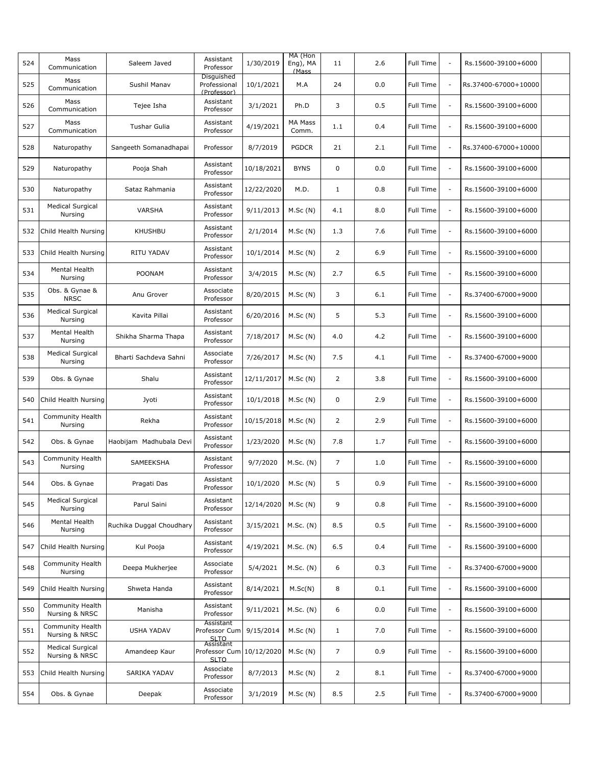| 524 | Mass Communication | Saleem Javed | Assistant Professor | 1/30/2019 | MA (Hon Eng), MA (Mass | 11 | 2.6 | Full Time | - | Rs.15600-39100+6000 | |
|---|---|---|---|---|---|---|---|---|---|---|---|
| 525 | Mass Communication | Sushil Manav | Disguished Professional (Professor) | 10/1/2021 | M.A | 24 | 0.0 | Full Time | - | Rs.37400-67000+10000 | |
| 526 | Mass Communication | Tejee Isha | Assistant Professor | 3/1/2021 | Ph.D | 3 | 0.5 | Full Time | - | Rs.15600-39100+6000 | |
| 527 | Mass Communication | Tushar Gulia | Assistant Professor | 4/19/2021 | MA Mass Comm. | 1.1 | 0.4 | Full Time | - | Rs.15600-39100+6000 | |
| 528 | Naturopathy | Sangeeth Somanadhapai | Professor | 8/7/2019 | PGDCR | 21 | 2.1 | Full Time | - | Rs.37400-67000+10000 | |
| 529 | Naturopathy | Pooja Shah | Assistant Professor | 10/18/2021 | BYNS | 0 | 0.0 | Full Time | - | Rs.15600-39100+6000 | |
| 530 | Naturopathy | Sataz Rahmania | Assistant Professor | 12/22/2020 | M.D. | 1 | 0.8 | Full Time | - | Rs.15600-39100+6000 | |
| 531 | Medical Surgical Nursing | VARSHA | Assistant Professor | 9/11/2013 | M.Sc (N) | 4.1 | 8.0 | Full Time | - | Rs.15600-39100+6000 | |
| 532 | Child Health Nursing | KHUSHBU | Assistant Professor | 2/1/2014 | M.Sc (N) | 1.3 | 7.6 | Full Time | - | Rs.15600-39100+6000 | |
| 533 | Child Health Nursing | RITU YADAV | Assistant Professor | 10/1/2014 | M.Sc (N) | 2 | 6.9 | Full Time | - | Rs.15600-39100+6000 | |
| 534 | Mental Health Nursing | POONAM | Assistant Professor | 3/4/2015 | M.Sc (N) | 2.7 | 6.5 | Full Time | - | Rs.15600-39100+6000 | |
| 535 | Obs. & Gynae & NRSC | Anu Grover | Associate Professor | 8/20/2015 | M.Sc (N) | 3 | 6.1 | Full Time | - | Rs.37400-67000+9000 | |
| 536 | Medical Surgical Nursing | Kavita Pillai | Assistant Professor | 6/20/2016 | M.Sc (N) | 5 | 5.3 | Full Time | - | Rs.15600-39100+6000 | |
| 537 | Mental Health Nursing | Shikha Sharma Thapa | Assistant Professor | 7/18/2017 | M.Sc (N) | 4.0 | 4.2 | Full Time | - | Rs.15600-39100+6000 | |
| 538 | Medical Surgical Nursing | Bharti Sachdeva Sahni | Associate Professor | 7/26/2017 | M.Sc (N) | 7.5 | 4.1 | Full Time | - | Rs.37400-67000+9000 | |
| 539 | Obs. & Gynae | Shalu | Assistant Professor | 12/11/2017 | M.Sc (N) | 2 | 3.8 | Full Time | - | Rs.15600-39100+6000 | |
| 540 | Child Health Nursing | Jyoti | Assistant Professor | 10/1/2018 | M.Sc (N) | 0 | 2.9 | Full Time | - | Rs.15600-39100+6000 | |
| 541 | Community Health Nursing | Rekha | Assistant Professor | 10/15/2018 | M.Sc (N) | 2 | 2.9 | Full Time | - | Rs.15600-39100+6000 | |
| 542 | Obs. & Gynae | Haobijam Madhubala Devi | Assistant Professor | 1/23/2020 | M.Sc (N) | 7.8 | 1.7 | Full Time | - | Rs.15600-39100+6000 | |
| 543 | Community Health Nursing | SAMEEKSHA | Assistant Professor | 9/7/2020 | M.Sc. (N) | 7 | 1.0 | Full Time | - | Rs.15600-39100+6000 | |
| 544 | Obs. & Gynae | Pragati Das | Assistant Professor | 10/1/2020 | M.Sc (N) | 5 | 0.9 | Full Time | - | Rs.15600-39100+6000 | |
| 545 | Medical Surgical Nursing | Parul Saini | Assistant Professor | 12/14/2020 | M.Sc (N) | 9 | 0.8 | Full Time | - | Rs.15600-39100+6000 | |
| 546 | Mental Health Nursing | Ruchika Duggal Choudhary | Assistant Professor | 3/15/2021 | M.Sc. (N) | 8.5 | 0.5 | Full Time | - | Rs.15600-39100+6000 | |
| 547 | Child Health Nursing | Kul Pooja | Assistant Professor | 4/19/2021 | M.Sc. (N) | 6.5 | 0.4 | Full Time | - | Rs.15600-39100+6000 | |
| 548 | Community Health Nursing | Deepa Mukherjee | Associate Professor | 5/4/2021 | M.Sc. (N) | 6 | 0.3 | Full Time | - | Rs.37400-67000+9000 | |
| 549 | Child Health Nursing | Shweta Handa | Assistant Professor | 8/14/2021 | M.Sc(N) | 8 | 0.1 | Full Time | - | Rs.15600-39100+6000 | |
| 550 | Community Health Nursing & NRSC | Manisha | Assistant Professor | 9/11/2021 | M.Sc. (N) | 6 | 0.0 | Full Time | - | Rs.15600-39100+6000 | |
| 551 | Community Health Nursing & NRSC | USHA YADAV | Assistant Professor Cum SLTO | 9/15/2014 | M.Sc (N) | 1 | 7.0 | Full Time | - | Rs.15600-39100+6000 | |
| 552 | Medical Surgical Nursing & NRSC | Amandeep Kaur | Assistant Professor Cum SLTO | 10/12/2020 | M.Sc (N) | 7 | 0.9 | Full Time | - | Rs.15600-39100+6000 | |
| 553 | Child Health Nursing | SARIKA YADAV | Associate Professor | 8/7/2013 | M.Sc (N) | 2 | 8.1 | Full Time | - | Rs.37400-67000+9000 | |
| 554 | Obs. & Gynae | Deepak | Associate Professor | 3/1/2019 | M.Sc (N) | 8.5 | 2.5 | Full Time | - | Rs.37400-67000+9000 | |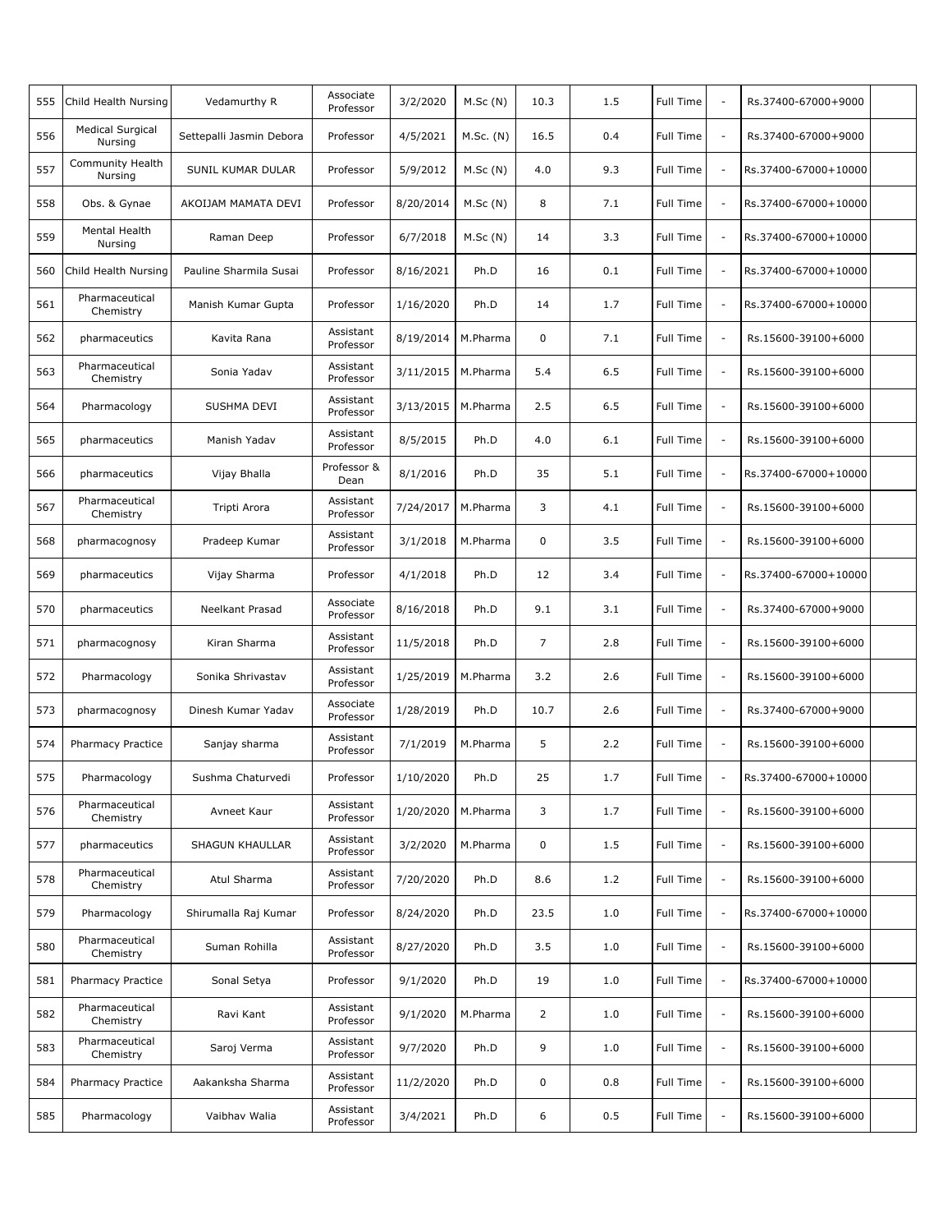| 555 | Child Health Nursing | Vedamurthy R | Associate Professor | 3/2/2020 | M.Sc (N) | 10.3 | 1.5 | Full Time | - | Rs.37400-67000+9000 | |
|---|---|---|---|---|---|---|---|---|---|---|---|
| 556 | Medical Surgical Nursing | Settepalli Jasmin Debora | Professor | 4/5/2021 | M.Sc. (N) | 16.5 | 0.4 | Full Time | - | Rs.37400-67000+9000 | |
| 557 | Community Health Nursing | SUNIL KUMAR DULAR | Professor | 5/9/2012 | M.Sc (N) | 4.0 | 9.3 | Full Time | - | Rs.37400-67000+10000 | |
| 558 | Obs. & Gynae | AKOIJAM MAMATA DEVI | Professor | 8/20/2014 | M.Sc (N) | 8 | 7.1 | Full Time | - | Rs.37400-67000+10000 | |
| 559 | Mental Health Nursing | Raman Deep | Professor | 6/7/2018 | M.Sc (N) | 14 | 3.3 | Full Time | - | Rs.37400-67000+10000 | |
| 560 | Child Health Nursing | Pauline Sharmila Susai | Professor | 8/16/2021 | Ph.D | 16 | 0.1 | Full Time | - | Rs.37400-67000+10000 | |
| 561 | Pharmaceutical Chemistry | Manish Kumar Gupta | Professor | 1/16/2020 | Ph.D | 14 | 1.7 | Full Time | - | Rs.37400-67000+10000 | |
| 562 | pharmaceutics | Kavita Rana | Assistant Professor | 8/19/2014 | M.Pharma | 0 | 7.1 | Full Time | - | Rs.15600-39100+6000 | |
| 563 | Pharmaceutical Chemistry | Sonia Yadav | Assistant Professor | 3/11/2015 | M.Pharma | 5.4 | 6.5 | Full Time | - | Rs.15600-39100+6000 | |
| 564 | Pharmacology | SUSHMA DEVI | Assistant Professor | 3/13/2015 | M.Pharma | 2.5 | 6.5 | Full Time | - | Rs.15600-39100+6000 | |
| 565 | pharmaceutics | Manish Yadav | Assistant Professor | 8/5/2015 | Ph.D | 4.0 | 6.1 | Full Time | - | Rs.15600-39100+6000 | |
| 566 | pharmaceutics | Vijay Bhalla | Professor & Dean | 8/1/2016 | Ph.D | 35 | 5.1 | Full Time | - | Rs.37400-67000+10000 | |
| 567 | Pharmaceutical Chemistry | Tripti Arora | Assistant Professor | 7/24/2017 | M.Pharma | 3 | 4.1 | Full Time | - | Rs.15600-39100+6000 | |
| 568 | pharmacognosy | Pradeep Kumar | Assistant Professor | 3/1/2018 | M.Pharma | 0 | 3.5 | Full Time | - | Rs.15600-39100+6000 | |
| 569 | pharmaceutics | Vijay Sharma | Professor | 4/1/2018 | Ph.D | 12 | 3.4 | Full Time | - | Rs.37400-67000+10000 | |
| 570 | pharmaceutics | Neelkant Prasad | Associate Professor | 8/16/2018 | Ph.D | 9.1 | 3.1 | Full Time | - | Rs.37400-67000+9000 | |
| 571 | pharmacognosy | Kiran Sharma | Assistant Professor | 11/5/2018 | Ph.D | 7 | 2.8 | Full Time | - | Rs.15600-39100+6000 | |
| 572 | Pharmacology | Sonika Shrivastav | Assistant Professor | 1/25/2019 | M.Pharma | 3.2 | 2.6 | Full Time | - | Rs.15600-39100+6000 | |
| 573 | pharmacognosy | Dinesh Kumar Yadav | Associate Professor | 1/28/2019 | Ph.D | 10.7 | 2.6 | Full Time | - | Rs.37400-67000+9000 | |
| 574 | Pharmacy Practice | Sanjay sharma | Assistant Professor | 7/1/2019 | M.Pharma | 5 | 2.2 | Full Time | - | Rs.15600-39100+6000 | |
| 575 | Pharmacology | Sushma Chaturvedi | Professor | 1/10/2020 | Ph.D | 25 | 1.7 | Full Time | - | Rs.37400-67000+10000 | |
| 576 | Pharmaceutical Chemistry | Avneet Kaur | Assistant Professor | 1/20/2020 | M.Pharma | 3 | 1.7 | Full Time | - | Rs.15600-39100+6000 | |
| 577 | pharmaceutics | SHAGUN KHAULLAR | Assistant Professor | 3/2/2020 | M.Pharma | 0 | 1.5 | Full Time | - | Rs.15600-39100+6000 | |
| 578 | Pharmaceutical Chemistry | Atul Sharma | Assistant Professor | 7/20/2020 | Ph.D | 8.6 | 1.2 | Full Time | - | Rs.15600-39100+6000 | |
| 579 | Pharmacology | Shirumalla Raj Kumar | Professor | 8/24/2020 | Ph.D | 23.5 | 1.0 | Full Time | - | Rs.37400-67000+10000 | |
| 580 | Pharmaceutical Chemistry | Suman Rohilla | Assistant Professor | 8/27/2020 | Ph.D | 3.5 | 1.0 | Full Time | - | Rs.15600-39100+6000 | |
| 581 | Pharmacy Practice | Sonal Setya | Professor | 9/1/2020 | Ph.D | 19 | 1.0 | Full Time | - | Rs.37400-67000+10000 | |
| 582 | Pharmaceutical Chemistry | Ravi Kant | Assistant Professor | 9/1/2020 | M.Pharma | 2 | 1.0 | Full Time | - | Rs.15600-39100+6000 | |
| 583 | Pharmaceutical Chemistry | Saroj Verma | Assistant Professor | 9/7/2020 | Ph.D | 9 | 1.0 | Full Time | - | Rs.15600-39100+6000 | |
| 584 | Pharmacy Practice | Aakanksha Sharma | Assistant Professor | 11/2/2020 | Ph.D | 0 | 0.8 | Full Time | - | Rs.15600-39100+6000 | |
| 585 | Pharmacology | Vaibhav Walia | Assistant Professor | 3/4/2021 | Ph.D | 6 | 0.5 | Full Time | - | Rs.15600-39100+6000 | |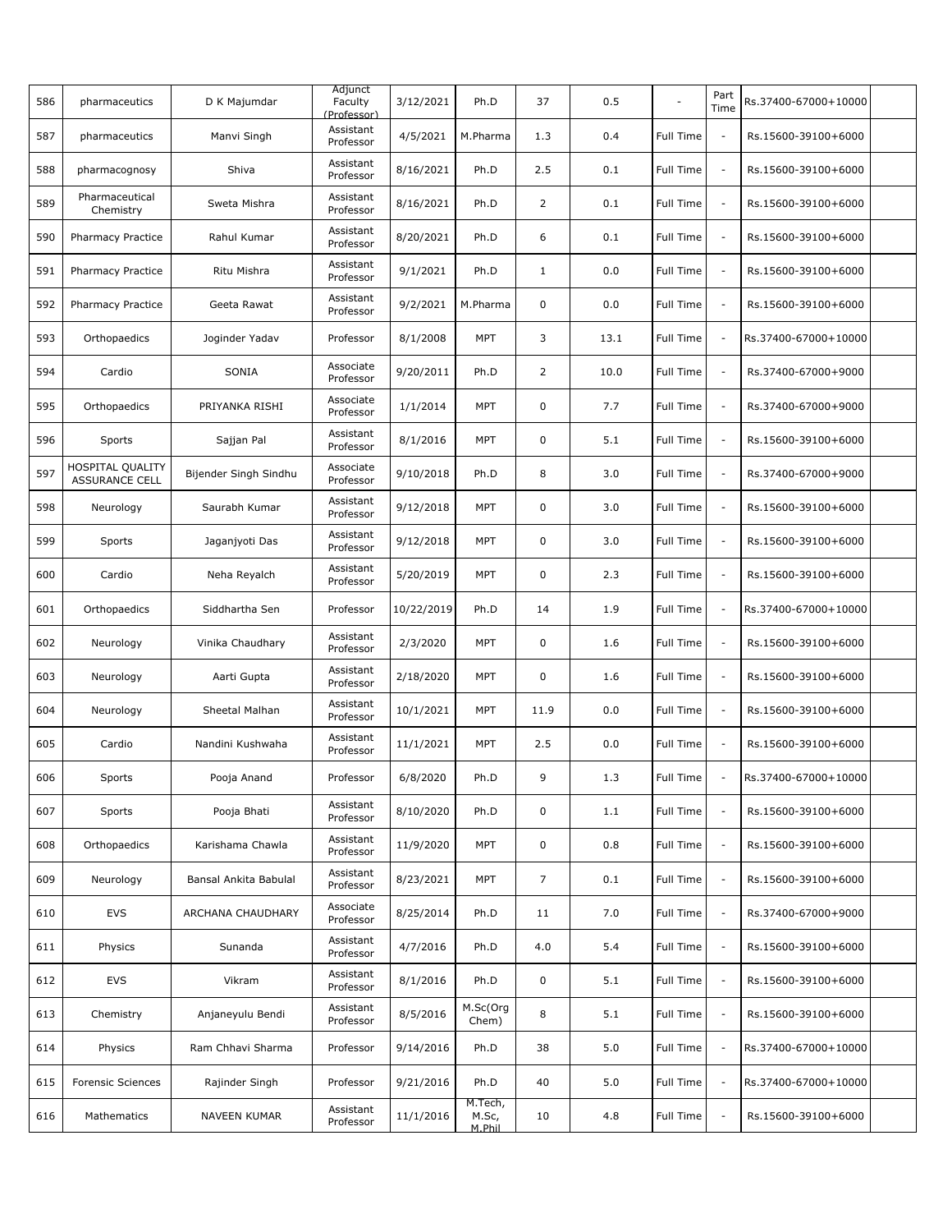| 586 | pharmaceutics | D K Majumdar | Adjunct Faculty (Professor) | 3/12/2021 | Ph.D | 37 | 0.5 | - | Part Time | Rs.37400-67000+10000 | |
|---|---|---|---|---|---|---|---|---|---|---|---|
| 587 | pharmaceutics | Manvi Singh | Assistant Professor | 4/5/2021 | M.Pharma | 1.3 | 0.4 | Full Time | - | Rs.15600-39100+6000 | |
| 588 | pharmacognosy | Shiva | Assistant Professor | 8/16/2021 | Ph.D | 2.5 | 0.1 | Full Time | - | Rs.15600-39100+6000 | |
| 589 | Pharmaceutical Chemistry | Sweta Mishra | Assistant Professor | 8/16/2021 | Ph.D | 2 | 0.1 | Full Time | - | Rs.15600-39100+6000 | |
| 590 | Pharmacy Practice | Rahul Kumar | Assistant Professor | 8/20/2021 | Ph.D | 6 | 0.1 | Full Time | - | Rs.15600-39100+6000 | |
| 591 | Pharmacy Practice | Ritu Mishra | Assistant Professor | 9/1/2021 | Ph.D | 1 | 0.0 | Full Time | - | Rs.15600-39100+6000 | |
| 592 | Pharmacy Practice | Geeta Rawat | Assistant Professor | 9/2/2021 | M.Pharma | 0 | 0.0 | Full Time | - | Rs.15600-39100+6000 | |
| 593 | Orthopaedics | Joginder Yadav | Professor | 8/1/2008 | MPT | 3 | 13.1 | Full Time | - | Rs.37400-67000+10000 | |
| 594 | Cardio | SONIA | Associate Professor | 9/20/2011 | Ph.D | 2 | 10.0 | Full Time | - | Rs.37400-67000+9000 | |
| 595 | Orthopaedics | PRIYANKA RISHI | Associate Professor | 1/1/2014 | MPT | 0 | 7.7 | Full Time | - | Rs.37400-67000+9000 | |
| 596 | Sports | Sajjan Pal | Assistant Professor | 8/1/2016 | MPT | 0 | 5.1 | Full Time | - | Rs.15600-39100+6000 | |
| 597 | HOSPITAL QUALITY ASSURANCE CELL | Bijender Singh Sindhu | Associate Professor | 9/10/2018 | Ph.D | 8 | 3.0 | Full Time | - | Rs.37400-67000+9000 | |
| 598 | Neurology | Saurabh Kumar | Assistant Professor | 9/12/2018 | MPT | 0 | 3.0 | Full Time | - | Rs.15600-39100+6000 | |
| 599 | Sports | Jaganjyoti Das | Assistant Professor | 9/12/2018 | MPT | 0 | 3.0 | Full Time | - | Rs.15600-39100+6000 | |
| 600 | Cardio | Neha Reyalch | Assistant Professor | 5/20/2019 | MPT | 0 | 2.3 | Full Time | - | Rs.15600-39100+6000 | |
| 601 | Orthopaedics | Siddhartha Sen | Professor | 10/22/2019 | Ph.D | 14 | 1.9 | Full Time | - | Rs.37400-67000+10000 | |
| 602 | Neurology | Vinika Chaudhary | Assistant Professor | 2/3/2020 | MPT | 0 | 1.6 | Full Time | - | Rs.15600-39100+6000 | |
| 603 | Neurology | Aarti Gupta | Assistant Professor | 2/18/2020 | MPT | 0 | 1.6 | Full Time | - | Rs.15600-39100+6000 | |
| 604 | Neurology | Sheetal Malhan | Assistant Professor | 10/1/2021 | MPT | 11.9 | 0.0 | Full Time | - | Rs.15600-39100+6000 | |
| 605 | Cardio | Nandini Kushwaha | Assistant Professor | 11/1/2021 | MPT | 2.5 | 0.0 | Full Time | - | Rs.15600-39100+6000 | |
| 606 | Sports | Pooja Anand | Professor | 6/8/2020 | Ph.D | 9 | 1.3 | Full Time | - | Rs.37400-67000+10000 | |
| 607 | Sports | Pooja Bhati | Assistant Professor | 8/10/2020 | Ph.D | 0 | 1.1 | Full Time | - | Rs.15600-39100+6000 | |
| 608 | Orthopaedics | Karishama Chawla | Assistant Professor | 11/9/2020 | MPT | 0 | 0.8 | Full Time | - | Rs.15600-39100+6000 | |
| 609 | Neurology | Bansal Ankita Babulal | Assistant Professor | 8/23/2021 | MPT | 7 | 0.1 | Full Time | - | Rs.15600-39100+6000 | |
| 610 | EVS | ARCHANA CHAUDHARY | Associate Professor | 8/25/2014 | Ph.D | 11 | 7.0 | Full Time | - | Rs.37400-67000+9000 | |
| 611 | Physics | Sunanda | Assistant Professor | 4/7/2016 | Ph.D | 4.0 | 5.4 | Full Time | - | Rs.15600-39100+6000 | |
| 612 | EVS | Vikram | Assistant Professor | 8/1/2016 | Ph.D | 0 | 5.1 | Full Time | - | Rs.15600-39100+6000 | |
| 613 | Chemistry | Anjaneyulu Bendi | Assistant Professor | 8/5/2016 | M.Sc(Org Chem) | 8 | 5.1 | Full Time | - | Rs.15600-39100+6000 | |
| 614 | Physics | Ram Chhavi Sharma | Professor | 9/14/2016 | Ph.D | 38 | 5.0 | Full Time | - | Rs.37400-67000+10000 | |
| 615 | Forensic Sciences | Rajinder Singh | Professor | 9/21/2016 | Ph.D | 40 | 5.0 | Full Time | - | Rs.37400-67000+10000 | |
| 616 | Mathematics | NAVEEN KUMAR | Assistant Professor | 11/1/2016 | M.Tech, M.Sc, M.Phil | 10 | 4.8 | Full Time | - | Rs.15600-39100+6000 | |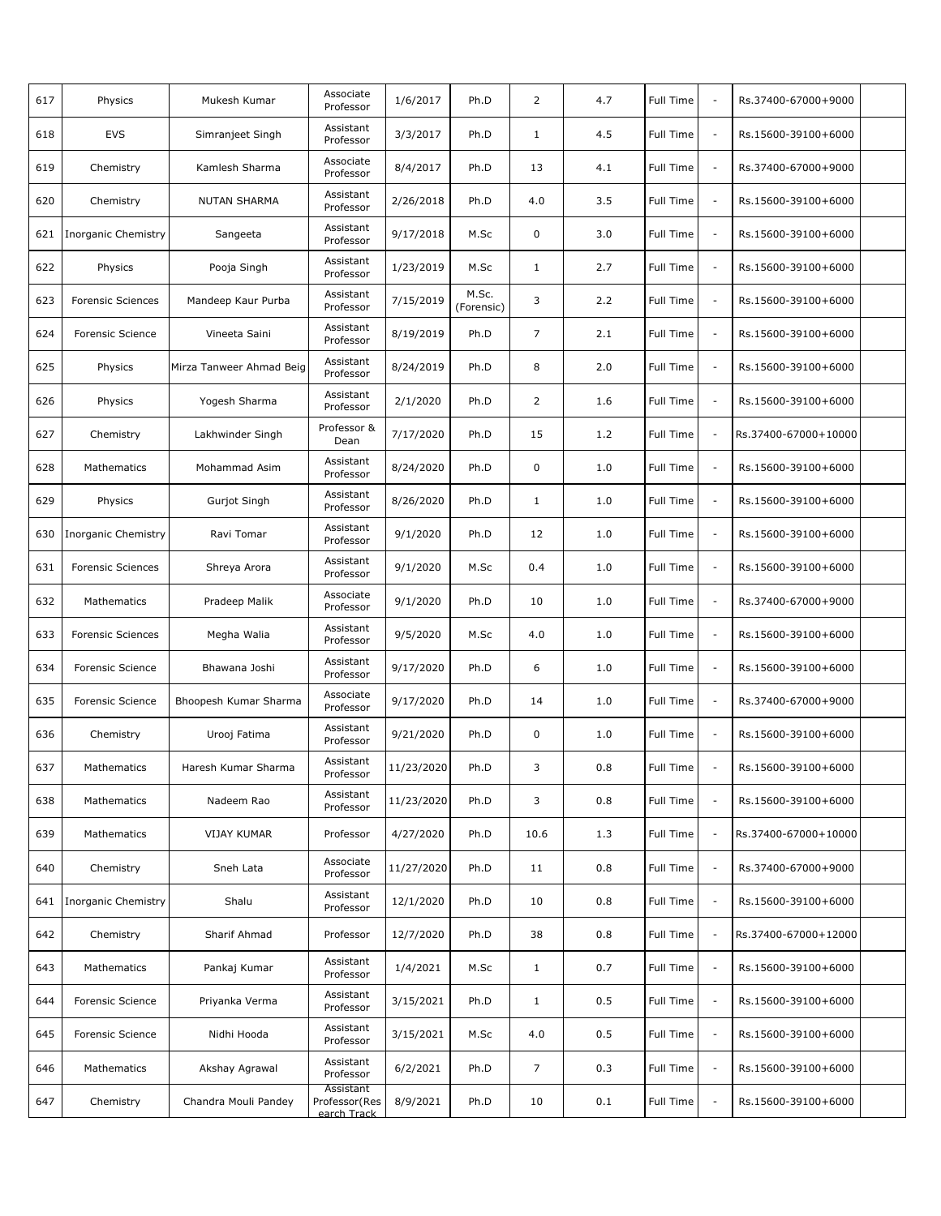| 617 | Physics | Mukesh Kumar | Associate Professor | 1/6/2017 | Ph.D | 2 | 4.7 | Full Time | - | Rs.37400-67000+9000 | |
|---|---|---|---|---|---|---|---|---|---|---|---|
| 618 | EVS | Simranjeet Singh | Assistant Professor | 3/3/2017 | Ph.D | 1 | 4.5 | Full Time | - | Rs.15600-39100+6000 | |
| 619 | Chemistry | Kamlesh Sharma | Associate Professor | 8/4/2017 | Ph.D | 13 | 4.1 | Full Time | - | Rs.37400-67000+9000 | |
| 620 | Chemistry | NUTAN SHARMA | Assistant Professor | 2/26/2018 | Ph.D | 4.0 | 3.5 | Full Time | - | Rs.15600-39100+6000 | |
| 621 | Inorganic Chemistry | Sangeeta | Assistant Professor | 9/17/2018 | M.Sc | 0 | 3.0 | Full Time | - | Rs.15600-39100+6000 | |
| 622 | Physics | Pooja Singh | Assistant Professor | 1/23/2019 | M.Sc | 1 | 2.7 | Full Time | - | Rs.15600-39100+6000 | |
| 623 | Forensic Sciences | Mandeep Kaur Purba | Assistant Professor | 7/15/2019 | M.Sc. (Forensic) | 3 | 2.2 | Full Time | - | Rs.15600-39100+6000 | |
| 624 | Forensic Science | Vineeta Saini | Assistant Professor | 8/19/2019 | Ph.D | 7 | 2.1 | Full Time | - | Rs.15600-39100+6000 | |
| 625 | Physics | Mirza Tanweer Ahmad Beig | Assistant Professor | 8/24/2019 | Ph.D | 8 | 2.0 | Full Time | - | Rs.15600-39100+6000 | |
| 626 | Physics | Yogesh Sharma | Assistant Professor | 2/1/2020 | Ph.D | 2 | 1.6 | Full Time | - | Rs.15600-39100+6000 | |
| 627 | Chemistry | Lakhwinder Singh | Professor & Dean | 7/17/2020 | Ph.D | 15 | 1.2 | Full Time | - | Rs.37400-67000+10000 | |
| 628 | Mathematics | Mohammad Asim | Assistant Professor | 8/24/2020 | Ph.D | 0 | 1.0 | Full Time | - | Rs.15600-39100+6000 | |
| 629 | Physics | Gurjot Singh | Assistant Professor | 8/26/2020 | Ph.D | 1 | 1.0 | Full Time | - | Rs.15600-39100+6000 | |
| 630 | Inorganic Chemistry | Ravi Tomar | Assistant Professor | 9/1/2020 | Ph.D | 12 | 1.0 | Full Time | - | Rs.15600-39100+6000 | |
| 631 | Forensic Sciences | Shreya Arora | Assistant Professor | 9/1/2020 | M.Sc | 0.4 | 1.0 | Full Time | - | Rs.15600-39100+6000 | |
| 632 | Mathematics | Pradeep Malik | Associate Professor | 9/1/2020 | Ph.D | 10 | 1.0 | Full Time | - | Rs.37400-67000+9000 | |
| 633 | Forensic Sciences | Megha Walia | Assistant Professor | 9/5/2020 | M.Sc | 4.0 | 1.0 | Full Time | - | Rs.15600-39100+6000 | |
| 634 | Forensic Science | Bhawana Joshi | Assistant Professor | 9/17/2020 | Ph.D | 6 | 1.0 | Full Time | - | Rs.15600-39100+6000 | |
| 635 | Forensic Science | Bhoopesh Kumar Sharma | Associate Professor | 9/17/2020 | Ph.D | 14 | 1.0 | Full Time | - | Rs.37400-67000+9000 | |
| 636 | Chemistry | Urooj Fatima | Assistant Professor | 9/21/2020 | Ph.D | 0 | 1.0 | Full Time | - | Rs.15600-39100+6000 | |
| 637 | Mathematics | Haresh Kumar Sharma | Assistant Professor | 11/23/2020 | Ph.D | 3 | 0.8 | Full Time | - | Rs.15600-39100+6000 | |
| 638 | Mathematics | Nadeem Rao | Assistant Professor | 11/23/2020 | Ph.D | 3 | 0.8 | Full Time | - | Rs.15600-39100+6000 | |
| 639 | Mathematics | VIJAY KUMAR | Professor | 4/27/2020 | Ph.D | 10.6 | 1.3 | Full Time | - | Rs.37400-67000+10000 | |
| 640 | Chemistry | Sneh Lata | Associate Professor | 11/27/2020 | Ph.D | 11 | 0.8 | Full Time | - | Rs.37400-67000+9000 | |
| 641 | Inorganic Chemistry | Shalu | Assistant Professor | 12/1/2020 | Ph.D | 10 | 0.8 | Full Time | - | Rs.15600-39100+6000 | |
| 642 | Chemistry | Sharif Ahmad | Professor | 12/7/2020 | Ph.D | 38 | 0.8 | Full Time | - | Rs.37400-67000+12000 | |
| 643 | Mathematics | Pankaj Kumar | Assistant Professor | 1/4/2021 | M.Sc | 1 | 0.7 | Full Time | - | Rs.15600-39100+6000 | |
| 644 | Forensic Science | Priyanka Verma | Assistant Professor | 3/15/2021 | Ph.D | 1 | 0.5 | Full Time | - | Rs.15600-39100+6000 | |
| 645 | Forensic Science | Nidhi Hooda | Assistant Professor | 3/15/2021 | M.Sc | 4.0 | 0.5 | Full Time | - | Rs.15600-39100+6000 | |
| 646 | Mathematics | Akshay Agrawal | Assistant Professor | 6/2/2021 | Ph.D | 7 | 0.3 | Full Time | - | Rs.15600-39100+6000 | |
| 647 | Chemistry | Chandra Mouli Pandey | Assistant Professor(Research Track | 8/9/2021 | Ph.D | 10 | 0.1 | Full Time | - | Rs.15600-39100+6000 | |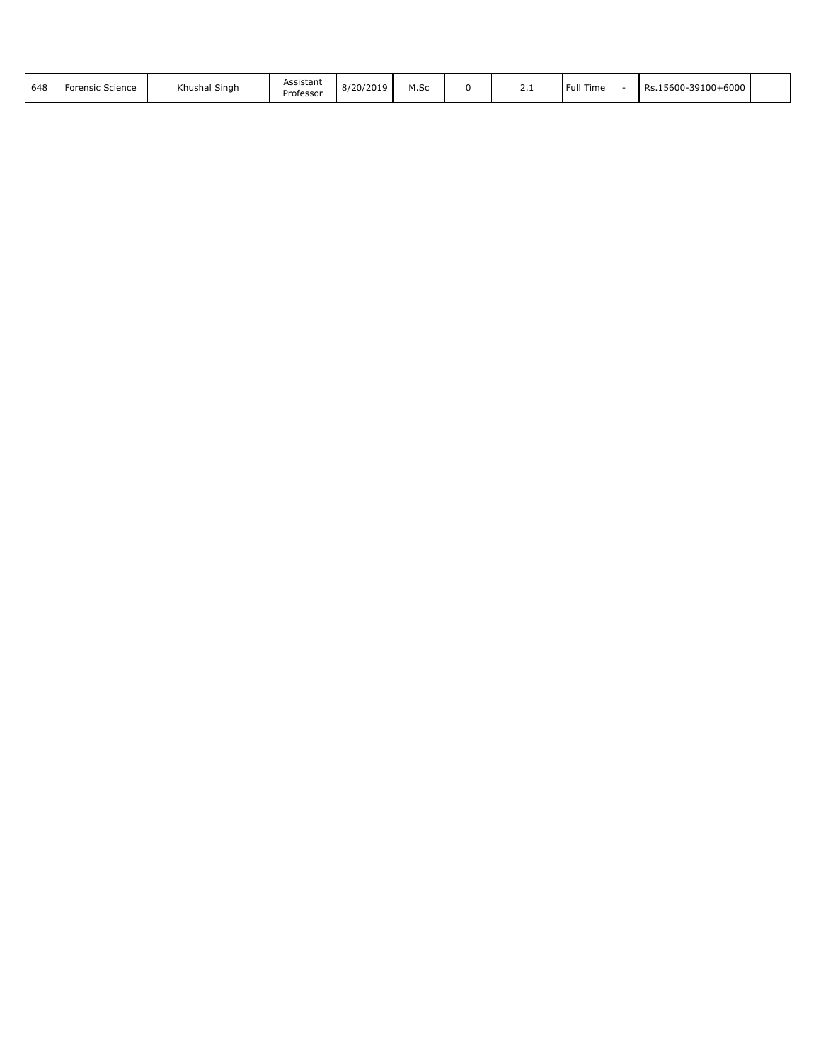| | | | | | | | | | | | |
|---|---|---|---|---|---|---|---|---|---|---|---|
| 648 | Forensic Science | Khushal Singh | Assistant Professor | 8/20/2019 | M.Sc | 0 | 2.1 | Full Time | - | Rs.15600-39100+6000 | |